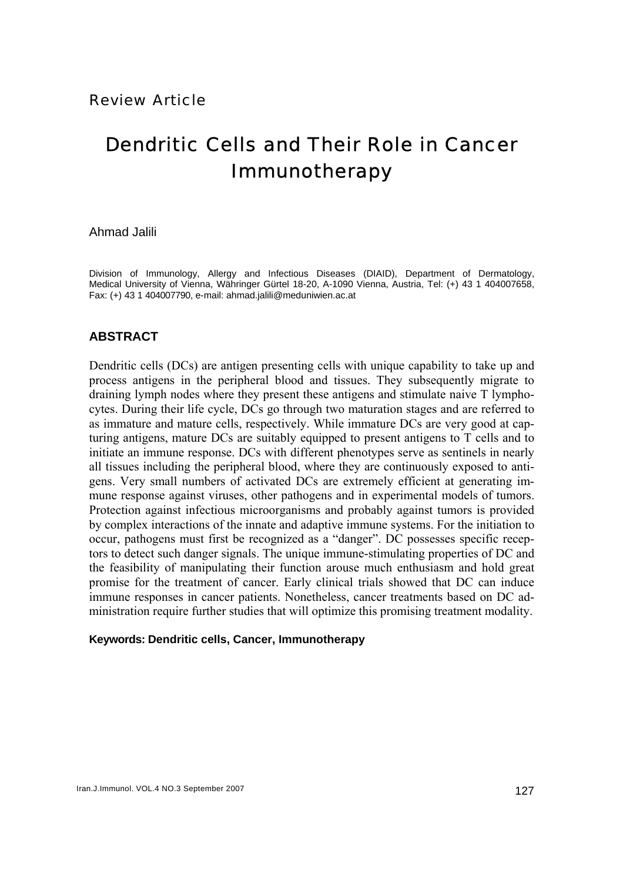Review Article

# Dendritic Cells and Their Role in Cancer Immunotherapy

Ahmad Jalili

Division of Immunology, Allergy and Infectious Diseases (DIAID), Department of Dermatology, Medical University of Vienna, Währinger Gürtel 18-20, A-1090 Vienna, Austria, Tel: (+) 43 1 404007658, Fax: (+) 43 1 404007790, e-mail: ahmad.jalili@meduniwien.ac.at

## ABSTRACT

Dendritic cells (DCs) are antigen presenting cells with unique capability to take up and process antigens in the peripheral blood and tissues. They subsequently migrate to draining lymph nodes where they present these antigens and stimulate naive T lymphocytes. During their life cycle, DCs go through two maturation stages and are referred to as immature and mature cells, respectively. While immature DCs are very good at capturing antigens, mature DCs are suitably equipped to present antigens to T cells and to initiate an immune response. DCs with different phenotypes serve as sentinels in nearly all tissues including the peripheral blood, where they are continuously exposed to antigens. Very small numbers of activated DCs are extremely efficient at generating immune response against viruses, other pathogens and in experimental models of tumors. Protection against infectious microorganisms and probably against tumors is provided by complex interactions of the innate and adaptive immune systems. For the initiation to occur, pathogens must first be recognized as a "danger". DC possesses specific receptors to detect such danger signals. The unique immune-stimulating properties of DC and the feasibility of manipulating their function arouse much enthusiasm and hold great promise for the treatment of cancer. Early clinical trials showed that DC can induce immune responses in cancer patients. Nonetheless, cancer treatments based on DC administration require further studies that will optimize this promising treatment modality.

**Keywords: Dendritic cells, Cancer, Immunotherapy**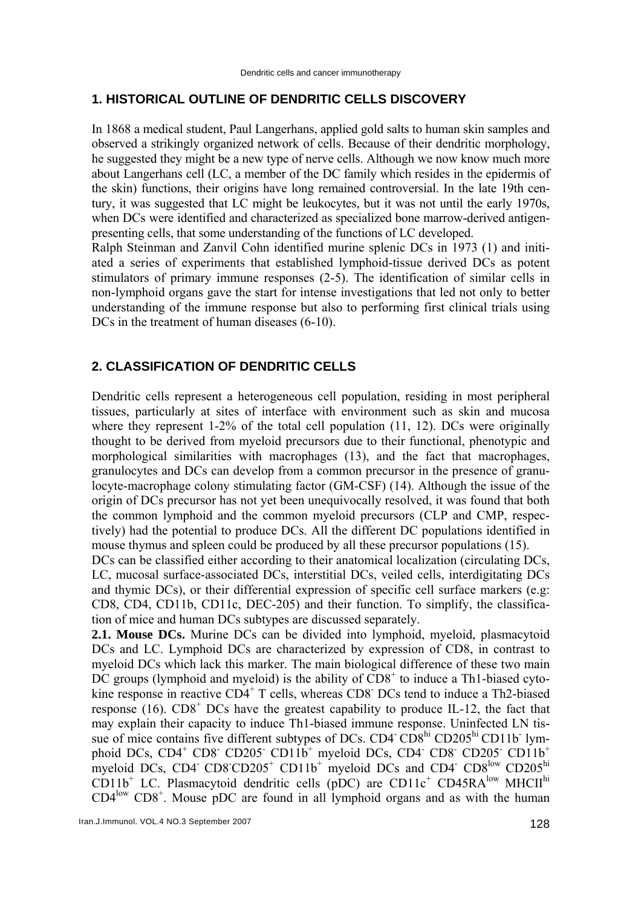## 1. HISTORICAL OUTLINE OF DENDRITIC CELLS DISCOVERY

In 1868 a medical student, Paul Langerhans, applied gold salts to human skin samples and observed a strikingly organized network of cells. Because of their dendritic morphology, he suggested they might be a new type of nerve cells. Although we now know much more about Langerhans cell (LC, a member of the DC family which resides in the epidermis of the skin) functions, their origins have long remained controversial. In the late 19th century, it was suggested that LC might be leukocytes, but it was not until the early 1970s, when DCs were identified and characterized as specialized bone marrow-derived antigen-presenting cells, that some understanding of the functions of LC developed.

Ralph Steinman and Zanvil Cohn identified murine splenic DCs in 1973 (1) and initiated a series of experiments that established lymphoid-tissue derived DCs as potent stimulators of primary immune responses (2-5). The identification of similar cells in non-lymphoid organs gave the start for intense investigations that led not only to better understanding of the immune response but also to performing first clinical trials using DCs in the treatment of human diseases (6-10).

## 2. CLASSIFICATION OF DENDRITIC CELLS

Dendritic cells represent a heterogeneous cell population, residing in most peripheral tissues, particularly at sites of interface with environment such as skin and mucosa where they represent 1-2% of the total cell population (11, 12). DCs were originally thought to be derived from myeloid precursors due to their functional, phenotypic and morphological similarities with macrophages (13), and the fact that macrophages, granulocytes and DCs can develop from a common precursor in the presence of granulocyte-macrophage colony stimulating factor (GM-CSF) (14). Although the issue of the origin of DCs precursor has not yet been unequivocally resolved, it was found that both the common lymphoid and the common myeloid precursors (CLP and CMP, respectively) had the potential to produce DCs. All the different DC populations identified in mouse thymus and spleen could be produced by all these precursor populations (15).

DCs can be classified either according to their anatomical localization (circulating DCs, LC, mucosal surface-associated DCs, interstitial DCs, veiled cells, interdigitating DCs and thymic DCs), or their differential expression of specific cell surface markers (e.g: CD8, CD4, CD11b, CD11c, DEC-205) and their function. To simplify, the classification of mice and human DCs subtypes are discussed separately.

**2.1. Mouse DCs.** Murine DCs can be divided into lymphoid, myeloid, plasmacytoid DCs and LC. Lymphoid DCs are characterized by expression of CD8, in contrast to myeloid DCs which lack this marker. The main biological difference of these two main DC groups (lymphoid and myeloid) is the ability of $CD8^+$ to induce a Th1-biased cytokine response in reactive $CD4^+$ T cells, whereas $CD8^-$ DCs tend to induce a Th2-biased response (16). $CD8^+$ DCs have the greatest capability to produce IL-12, the fact that may explain their capacity to induce Th1-biased immune response. Uninfected LN tissue of mice contains five different subtypes of DCs. $CD4^-$ $CD8^{hi}$ $CD205^{hi}$ $CD11b^-$ lymphoid DCs, $CD4^+$ $CD8^-$ $CD205^-$ $CD11b^+$ myeloid DCs, $CD4^-$ $CD8^-$ $CD205^-$ $CD11b^+$ myeloid DCs, $CD4^-$ $CD8^-$ $CD205^+$ $CD11b^+$ myeloid DCs and $CD4^-$ $CD8^{low}$ $CD205^{hi}$ $CD11b^+$ LC. Plasmacytoid dendritic cells (pDC) are $CD11c^+$ $CD45RA^{low}$ $MHCII^{hi}$ $CD4^{low}$ $CD8^+$. Mouse pDC are found in all lymphoid organs and as with the human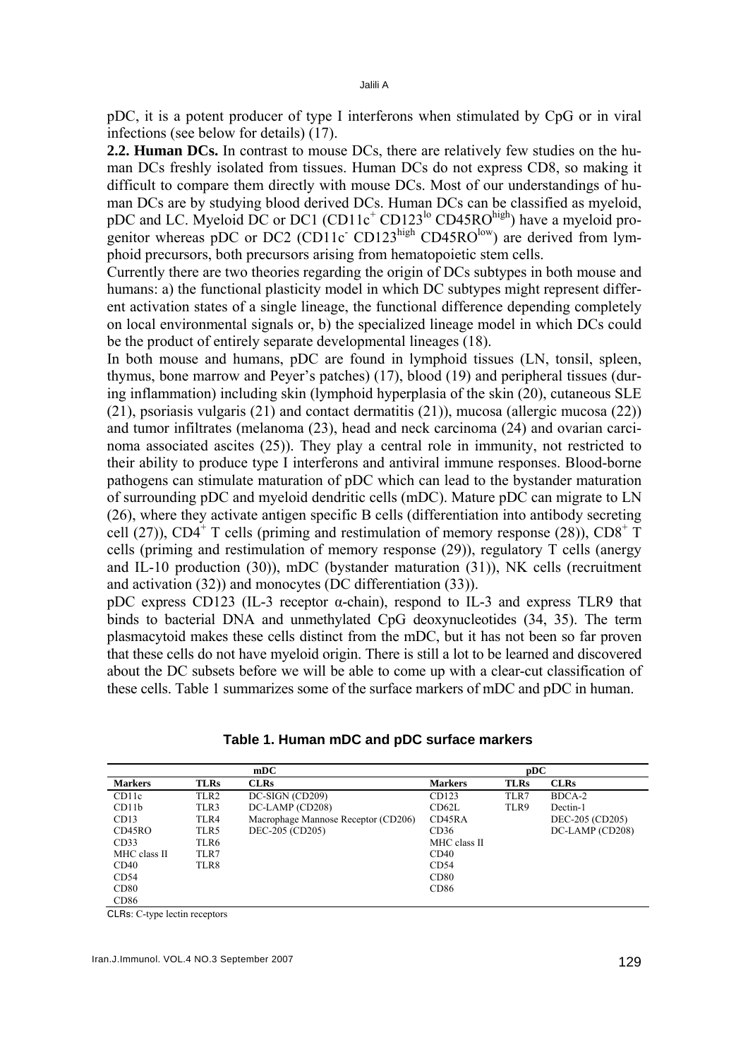pDC, it is a potent producer of type I interferons when stimulated by CpG or in viral infections (see below for details) (17).

**2.2. Human DCs.** In contrast to mouse DCs, there are relatively few studies on the human DCs freshly isolated from tissues. Human DCs do not express CD8, so making it difficult to compare them directly with mouse DCs. Most of our understandings of human DCs are by studying blood derived DCs. Human DCs can be classified as myeloid, pDC and LC. Myeloid DC or DC1 ($CD11c^{+}$ $CD123^{lo}$ $CD45RO^{high}$) have a myeloid progenitor whereas pDC or DC2 ($CD11c^{-}$ $CD123^{high}$ $CD45RO^{low}$) are derived from lymphoid precursors, both precursors arising from hematopoietic stem cells.

Currently there are two theories regarding the origin of DCs subtypes in both mouse and humans: a) the functional plasticity model in which DC subtypes might represent different activation states of a single lineage, the functional difference depending completely on local environmental signals or, b) the specialized lineage model in which DCs could be the product of entirely separate developmental lineages (18).

In both mouse and humans, pDC are found in lymphoid tissues (LN, tonsil, spleen, thymus, bone marrow and Peyer's patches) (17), blood (19) and peripheral tissues (during inflammation) including skin (lymphoid hyperplasia of the skin (20), cutaneous SLE (21), psoriasis vulgaris (21) and contact dermatitis (21)), mucosa (allergic mucosa (22)) and tumor infiltrates (melanoma (23), head and neck carcinoma (24) and ovarian carcinoma associated ascites (25)). They play a central role in immunity, not restricted to their ability to produce type I interferons and antiviral immune responses. Blood-borne pathogens can stimulate maturation of pDC which can lead to the bystander maturation of surrounding pDC and myeloid dendritic cells (mDC). Mature pDC can migrate to LN (26), where they activate antigen specific B cells (differentiation into antibody secreting cell (27)), $CD4^{+}$ T cells (priming and restimulation of memory response (28)), $CD8^{+}$ T cells (priming and restimulation of memory response (29)), regulatory T cells (anergy and IL-10 production (30)), mDC (bystander maturation (31)), NK cells (recruitment and activation (32)) and monocytes (DC differentiation (33)).

pDC express CD123 (IL-3 receptor α-chain), respond to IL-3 and express TLR9 that binds to bacterial DNA and unmethylated CpG deoxynucleotides (34, 35). The term plasmacytoid makes these cells distinct from the mDC, but it has not been so far proven that these cells do not have myeloid origin. There is still a lot to be learned and discovered about the DC subsets before we will be able to come up with a clear-cut classification of these cells. Table 1 summarizes some of the surface markers of mDC and pDC in human.

**Table 1. Human mDC and pDC surface markers**

| mDC | | | pDC | | |
|---|---|---|---|---|---|
| **Markers** | **TLRs** | **CLRs** | **Markers** | **TLRs** | **CLRs** |
| CD11c | TLR2 | DC-SIGN (CD209) | CD123 | TLR7 | BDCA-2 |
| CD11b | TLR3 | DC-LAMP (CD208) | CD62L | TLR9 | Dectin-1 |
| CD13 | TLR4 | Macrophage Mannose Receptor (CD206) | CD45RA | | DEC-205 (CD205) |
| CD45RO | TLR5 | DEC-205 (CD205) | CD36 | | DC-LAMP (CD208) |
| CD33 | TLR6 | | MHC class II | | |
| MHC class II | TLR7 | | CD40 | | |
| CD40 | TLR8 | | CD54 | | |
| CD54 | | | CD80 | | |
| CD80 | | | CD86 | | |
| CD86 | | | | | |

CLRs: C-type lectin receptors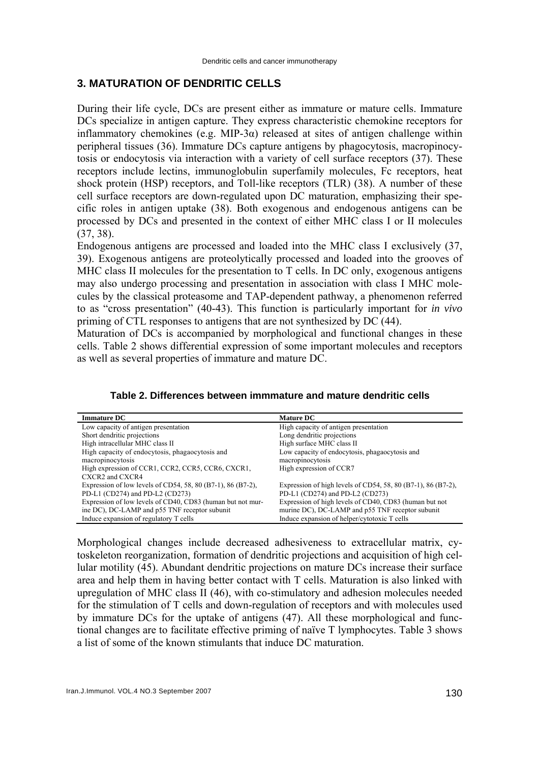## 3. MATURATION OF DENDRITIC CELLS

During their life cycle, DCs are present either as immature or mature cells. Immature DCs specialize in antigen capture. They express characteristic chemokine receptors for inflammatory chemokines (e.g. MIP-3α) released at sites of antigen challenge within peripheral tissues (36). Immature DCs capture antigens by phagocytosis, macropinocytosis or endocytosis via interaction with a variety of cell surface receptors (37). These receptors include lectins, immunoglobulin superfamily molecules, Fc receptors, heat shock protein (HSP) receptors, and Toll-like receptors (TLR) (38). A number of these cell surface receptors are down-regulated upon DC maturation, emphasizing their specific roles in antigen uptake (38). Both exogenous and endogenous antigens can be processed by DCs and presented in the context of either MHC class I or II molecules (37, 38).

Endogenous antigens are processed and loaded into the MHC class I exclusively (37, 39). Exogenous antigens are proteolytically processed and loaded into the grooves of MHC class II molecules for the presentation to T cells. In DC only, exogenous antigens may also undergo processing and presentation in association with class I MHC molecules by the classical proteasome and TAP-dependent pathway, a phenomenon referred to as "cross presentation" (40-43). This function is particularly important for *in vivo* priming of CTL responses to antigens that are not synthesized by DC (44).

Maturation of DCs is accompanied by morphological and functional changes in these cells. Table 2 shows differential expression of some important molecules and receptors as well as several properties of immature and mature DC.

**Table 2. Differences between immmature and mature dendritic cells**

| Immature DC | Mature DC |
|---|---|
| Low capacity of antigen presentation | High capacity of antigen presentation |
| Short dendritic projections | Long dendritic projections |
| High intracellular MHC class II | High surface MHC class II |
| High capacity of endocytosis, phagaocytosis and macropinocytosis | Low capacity of endocytosis, phagaocytosis and macropinocytosis |
| High expression of CCR1, CCR2, CCR5, CCR6, CXCR1, CXCR2 and CXCR4 | High expression of CCR7 |
| Expression of low levels of CD54, 58, 80 (B7-1), 86 (B7-2), PD-L1 (CD274) and PD-L2 (CD273) | Expression of high levels of CD54, 58, 80 (B7-1), 86 (B7-2), PD-L1 (CD274) and PD-L2 (CD273) |
| Expression of low levels of CD40, CD83 (human but not murine DC), DC-LAMP and p55 TNF receptor subunit | Expression of high levels of CD40, CD83 (human but not murine DC), DC-LAMP and p55 TNF receptor subunit |
| Induce expansion of regulatory T cells | Induce expansion of helper/cytotoxic T cells |

Morphological changes include decreased adhesiveness to extracellular matrix, cytoskeleton reorganization, formation of dendritic projections and acquisition of high cellular motility (45). Abundant dendritic projections on mature DCs increase their surface area and help them in having better contact with T cells. Maturation is also linked with upregulation of MHC class II (46), with co-stimulatory and adhesion molecules needed for the stimulation of T cells and down-regulation of receptors and with molecules used by immature DCs for the uptake of antigens (47). All these morphological and functional changes are to facilitate effective priming of naïve T lymphocytes. Table 3 shows a list of some of the known stimulants that induce DC maturation.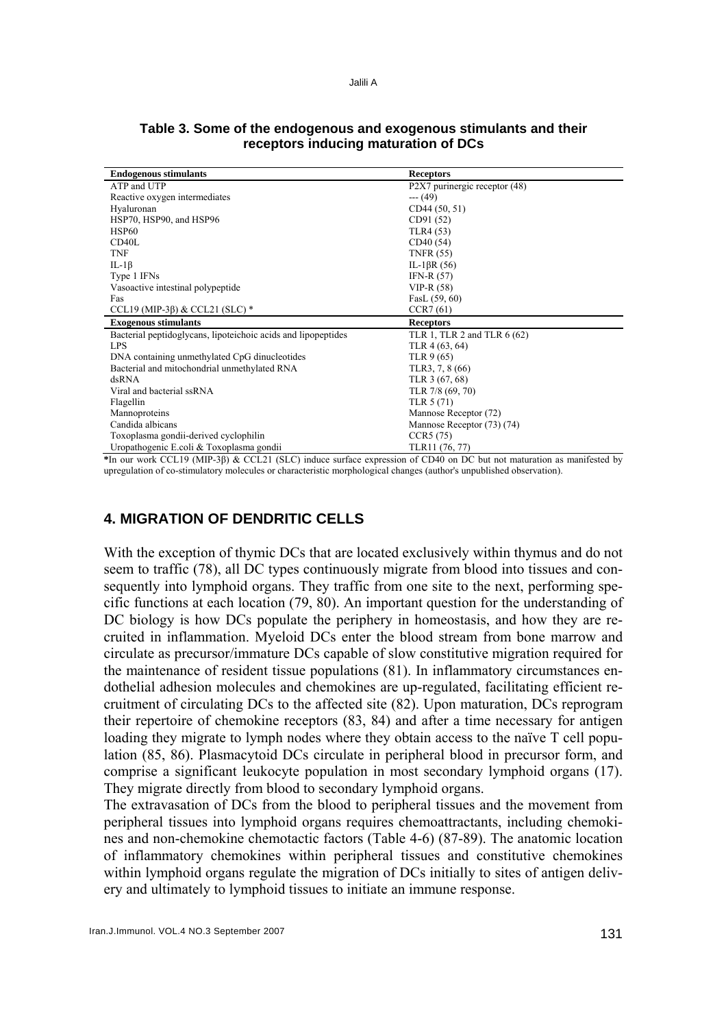**Table 3. Some of the endogenous and exogenous stimulants and their receptors inducing maturation of DCs**

| Endogenous stimulants | Receptors |
|---|---|
| ATP and UTP | P2X7 purinergic receptor (48) |
| Reactive oxygen intermediates | --- (49) |
| Hyaluronan | CD44 (50, 51) |
| HSP70, HSP90, and HSP96 | CD91 (52) |
| HSP60 | TLR4 (53) |
| CD40L | CD40 (54) |
| TNF | TNFR (55) |
| IL-1β | IL-1βR (56) |
| Type 1 IFNs | IFN-R (57) |
| Vasoactive intestinal polypeptide | VIP-R (58) |
| Fas | FasL (59, 60) |
| CCL19 (MIP-3β) & CCL21 (SLC) * | CCR7 (61) |
| **Exogenous stimulants** | **Receptors** |
| Bacterial peptidoglycans, lipoteichoic acids and lipopeptides | TLR 1, TLR 2 and TLR 6 (62) |
| LPS | TLR 4 (63, 64) |
| DNA containing unmethylated CpG dinucleotides | TLR 9 (65) |
| Bacterial and mitochondrial unmethylated RNA | TLR3, 7, 8 (66) |
| dsRNA | TLR 3 (67, 68) |
| Viral and bacterial ssRNA | TLR 7/8 (69, 70) |
| Flagellin | TLR 5 (71) |
| Mannoproteins | Mannose Receptor (72) |
| Candida albicans | Mannose Receptor (73) (74) |
| Toxoplasma gondii-derived cyclophilin | CCR5 (75) |
| Uropathogenic E.coli & Toxoplasma gondii | TLR11 (76, 77) |

*In our work CCL19 (MIP-3β) & CCL21 (SLC) induce surface expression of CD40 on DC but not maturation as manifested by upregulation of co-stimulatory molecules or characteristic morphological changes (author's unpublished observation).

## 4. MIGRATION OF DENDRITIC CELLS

With the exception of thymic DCs that are located exclusively within thymus and do not seem to traffic (78), all DC types continuously migrate from blood into tissues and consequently into lymphoid organs. They traffic from one site to the next, performing specific functions at each location (79, 80). An important question for the understanding of DC biology is how DCs populate the periphery in homeostasis, and how they are recruited in inflammation. Myeloid DCs enter the blood stream from bone marrow and circulate as precursor/immature DCs capable of slow constitutive migration required for the maintenance of resident tissue populations (81). In inflammatory circumstances endothelial adhesion molecules and chemokines are up-regulated, facilitating efficient recruitment of circulating DCs to the affected site (82). Upon maturation, DCs reprogram their repertoire of chemokine receptors (83, 84) and after a time necessary for antigen loading they migrate to lymph nodes where they obtain access to the naïve T cell population (85, 86). Plasmacytoid DCs circulate in peripheral blood in precursor form, and comprise a significant leukocyte population in most secondary lymphoid organs (17). They migrate directly from blood to secondary lymphoid organs.

The extravasation of DCs from the blood to peripheral tissues and the movement from peripheral tissues into lymphoid organs requires chemoattractants, including chemokines and non-chemokine chemotactic factors (Table 4-6) (87-89). The anatomic location of inflammatory chemokines within peripheral tissues and constitutive chemokines within lymphoid organs regulate the migration of DCs initially to sites of antigen delivery and ultimately to lymphoid tissues to initiate an immune response.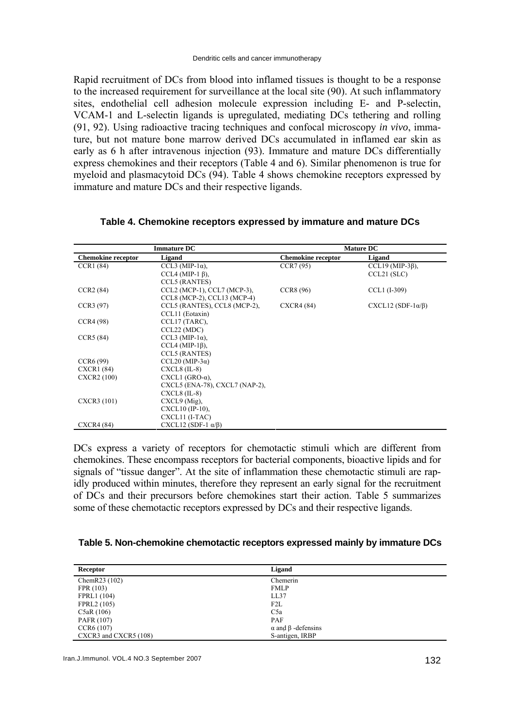Rapid recruitment of DCs from blood into inflamed tissues is thought to be a response to the increased requirement for surveillance at the local site (90). At such inflammatory sites, endothelial cell adhesion molecule expression including E- and P-selectin, VCAM-1 and L-selectin ligands is upregulated, mediating DCs tethering and rolling (91, 92). Using radioactive tracing techniques and confocal microscopy *in vivo*, immature, but not mature bone marrow derived DCs accumulated in inflamed ear skin as early as 6 h after intravenous injection (93). Immature and mature DCs differentially express chemokines and their receptors (Table 4 and 6). Similar phenomenon is true for myeloid and plasmacytoid DCs (94). Table 4 shows chemokine receptors expressed by immature and mature DCs and their respective ligands.

**Table 4. Chemokine receptors expressed by immature and mature DCs**

| Immature DC | | Mature DC | |
|---|---|---|---|
| **Chemokine receptor** | **Ligand** | **Chemokine receptor** | **Ligand** |
| CCR1 (84) | CCL3 (MIP-1α), CCL4 (MIP-1 β), CCL5 (RANTES) | CCR7 (95) | CCL19 (MIP-3β), CCL21 (SLC) |
| CCR2 (84) | CCL2 (MCP-1), CCL7 (MCP-3), CCL8 (MCP-2), CCL13 (MCP-4) | CCR8 (96) | CCL1 (I-309) |
| CCR3 (97) | CCL5 (RANTES), CCL8 (MCP-2), CCL11 (Eotaxin) | CXCR4 (84) | CXCL12 (SDF-1α/β) |
| CCR4 (98) | CCL17 (TARC), CCL22 (MDC) | | |
| CCR5 (84) | CCL3 (MIP-1α), CCL4 (MIP-1β), CCL5 (RANTES) | | |
| CCR6 (99) | CCL20 (MIP-3α) | | |
| CXCR1 (84) | CXCL8 (IL-8) | | |
| CXCR2 (100) | CXCL1 (GRO-α), CXCL5 (ENA-78), CXCL7 (NAP-2), CXCL8 (IL-8) | | |
| CXCR3 (101) | CXCL9 (Mig), CXCL10 (IP-10), CXCL11 (I-TAC) | | |
| CXCR4 (84) | CXCL12 (SDF-1 α/β) | | |

DCs express a variety of receptors for chemotactic stimuli which are different from chemokines. These encompass receptors for bacterial components, bioactive lipids and for signals of "tissue danger". At the site of inflammation these chemotactic stimuli are rapidly produced within minutes, therefore they represent an early signal for the recruitment of DCs and their precursors before chemokines start their action. Table 5 summarizes some of these chemotactic receptors expressed by DCs and their respective ligands.

**Table 5. Non-chemokine chemotactic receptors expressed mainly by immature DCs**

| Receptor | Ligand |
|---|---|
| ChemR23 (102) | Chemerin |
| FPR (103) | FMLP |
| FPRL1 (104) | LL37 |
| FPRL2 (105) | F2L |
| C5aR (106) | C5a |
| PAFR (107) | PAF |
| CCR6 (107) | α and β -defensins |
| CXCR3 and CXCR5 (108) | S-antigen, IRBP |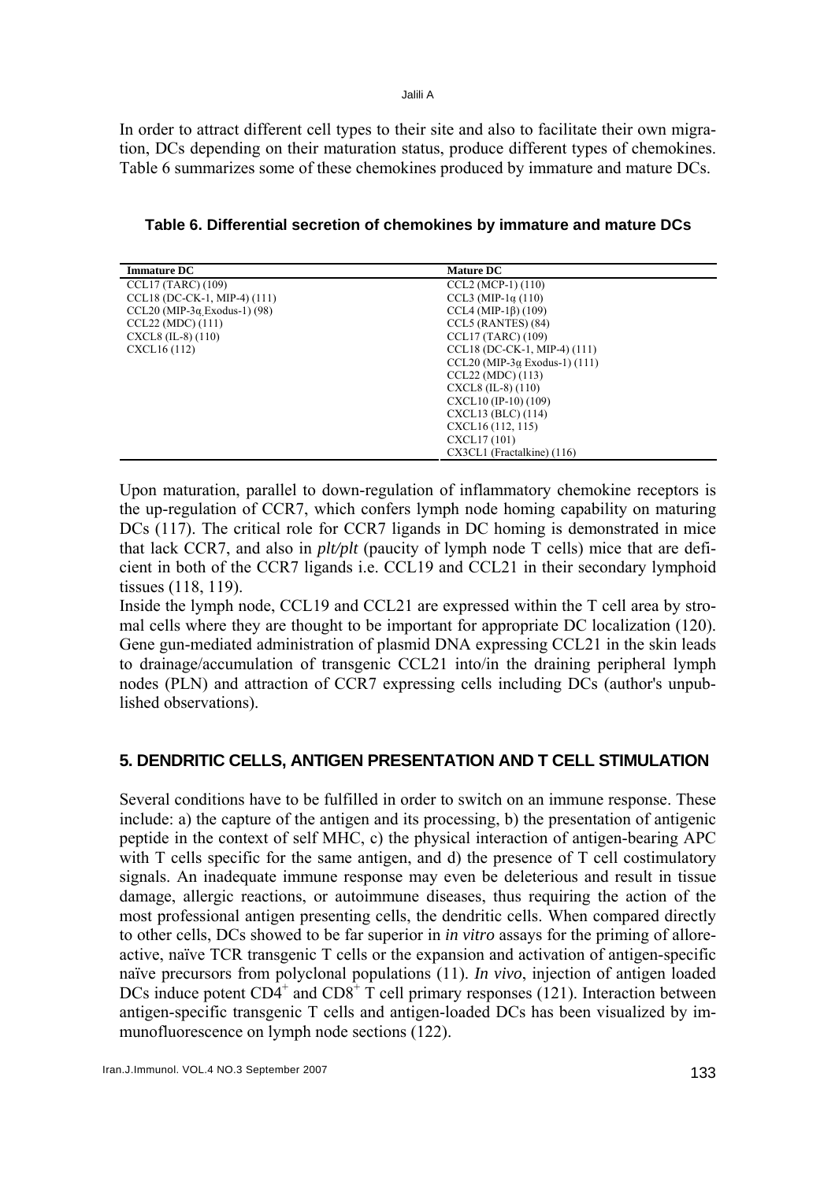In order to attract different cell types to their site and also to facilitate their own migration, DCs depending on their maturation status, produce different types of chemokines. Table 6 summarizes some of these chemokines produced by immature and mature DCs.

**Table 6. Differential secretion of chemokines by immature and mature DCs**

| Immature DC | Mature DC |
|---|---|
| CCL17 (TARC) (109) | CCL2 (MCP-1) (110) |
| CCL18 (DC-CK-1, MIP-4) (111) | CCL3 (MIP-1α (110) |
| CCL20 (MIP-3α Exodus-1) (98) | CCL4 (MIP-1β) (109) |
| CCL22 (MDC) (111) | CCL5 (RANTES) (84) |
| CXCL8 (IL-8) (110) | CCL17 (TARC) (109) |
| CXCL16 (112) | CCL18 (DC-CK-1, MIP-4) (111) |
| | CCL20 (MIP-3α Exodus-1) (111) |
| | CCL22 (MDC) (113) |
| | CXCL8 (IL-8) (110) |
| | CXCL10 (IP-10) (109) |
| | CXCL13 (BLC) (114) |
| | CXCL16 (112, 115) |
| | CXCL17 (101) |
| | CX3CL1 (Fractalkine) (116) |

Upon maturation, parallel to down-regulation of inflammatory chemokine receptors is the up-regulation of CCR7, which confers lymph node homing capability on maturing DCs (117). The critical role for CCR7 ligands in DC homing is demonstrated in mice that lack CCR7, and also in *plt/plt* (paucity of lymph node T cells) mice that are deficient in both of the CCR7 ligands i.e. CCL19 and CCL21 in their secondary lymphoid tissues (118, 119).

Inside the lymph node, CCL19 and CCL21 are expressed within the T cell area by stromal cells where they are thought to be important for appropriate DC localization (120). Gene gun-mediated administration of plasmid DNA expressing CCL21 in the skin leads to drainage/accumulation of transgenic CCL21 into/in the draining peripheral lymph nodes (PLN) and attraction of CCR7 expressing cells including DCs (author's unpublished observations).

## 5. DENDRITIC CELLS, ANTIGEN PRESENTATION AND T CELL STIMULATION

Several conditions have to be fulfilled in order to switch on an immune response. These include: a) the capture of the antigen and its processing, b) the presentation of antigenic peptide in the context of self MHC, c) the physical interaction of antigen-bearing APC with T cells specific for the same antigen, and d) the presence of T cell costimulatory signals. An inadequate immune response may even be deleterious and result in tissue damage, allergic reactions, or autoimmune diseases, thus requiring the action of the most professional antigen presenting cells, the dendritic cells. When compared directly to other cells, DCs showed to be far superior in *in vitro* assays for the priming of alloreactive, naïve TCR transgenic T cells or the expansion and activation of antigen-specific naïve precursors from polyclonal populations (11). *In vivo*, injection of antigen loaded DCs induce potent $CD4^+$ and $CD8^+$ T cell primary responses (121). Interaction between antigen-specific transgenic T cells and antigen-loaded DCs has been visualized by immunofluorescence on lymph node sections (122).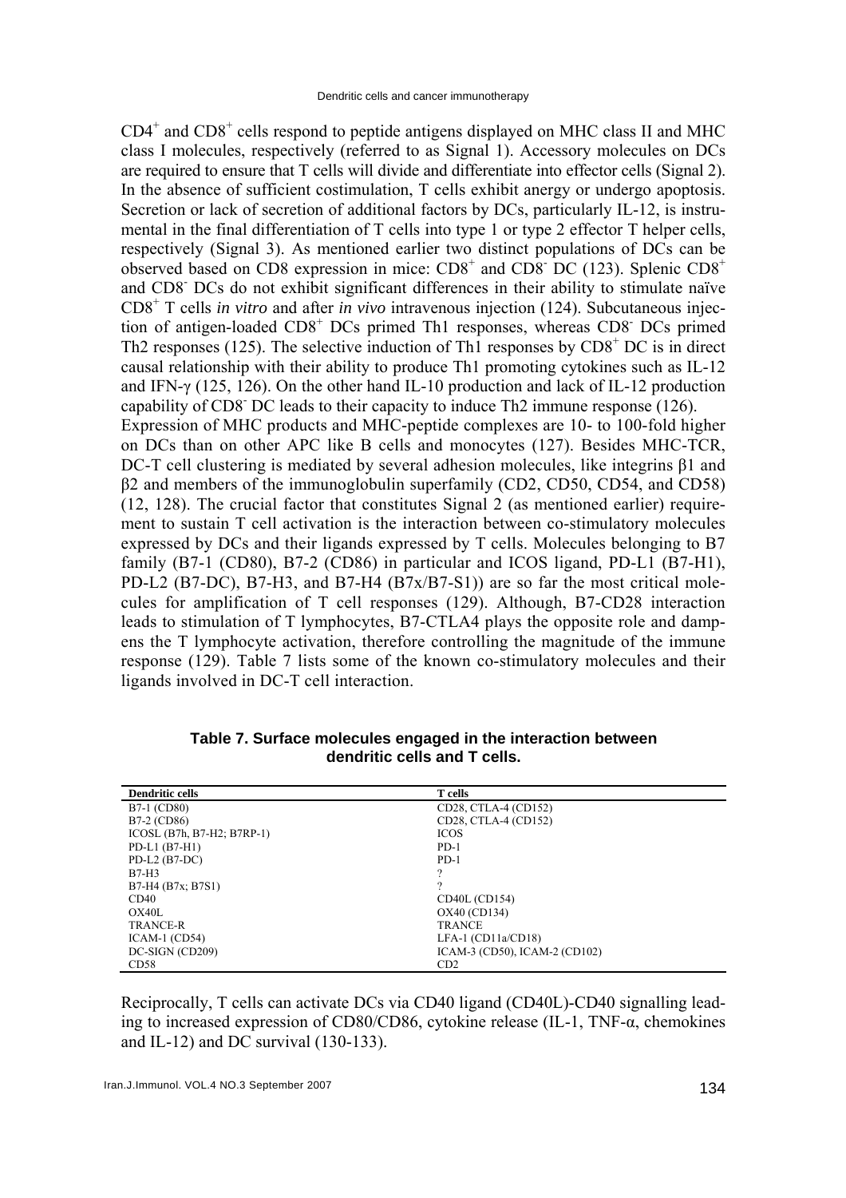$CD4^+$ and $CD8^+$ cells respond to peptide antigens displayed on MHC class II and MHC class I molecules, respectively (referred to as Signal 1). Accessory molecules on DCs are required to ensure that T cells will divide and differentiate into effector cells (Signal 2). In the absence of sufficient costimulation, T cells exhibit anergy or undergo apoptosis. Secretion or lack of secretion of additional factors by DCs, particularly IL-12, is instrumental in the final differentiation of T cells into type 1 or type 2 effector T helper cells, respectively (Signal 3). As mentioned earlier two distinct populations of DCs can be observed based on CD8 expression in mice: $CD8^+$ and $CD8^-$ DC (123). Splenic $CD8^+$ and $CD8^-$ DCs do not exhibit significant differences in their ability to stimulate naïve $CD8^+$ T cells *in vitro* and after *in vivo* intravenous injection (124). Subcutaneous injection of antigen-loaded $CD8^+$ DCs primed Th1 responses, whereas $CD8^-$ DCs primed Th2 responses (125). The selective induction of Th1 responses by $CD8^+$ DC is in direct causal relationship with their ability to produce Th1 promoting cytokines such as IL-12 and IFN-γ (125, 126). On the other hand IL-10 production and lack of IL-12 production capability of $CD8^-$ DC leads to their capacity to induce Th2 immune response (126).

Expression of MHC products and MHC-peptide complexes are 10- to 100-fold higher on DCs than on other APC like B cells and monocytes (127). Besides MHC-TCR, DC-T cell clustering is mediated by several adhesion molecules, like integrins β1 and β2 and members of the immunoglobulin superfamily (CD2, CD50, CD54, and CD58) (12, 128). The crucial factor that constitutes Signal 2 (as mentioned earlier) requirement to sustain T cell activation is the interaction between co-stimulatory molecules expressed by DCs and their ligands expressed by T cells. Molecules belonging to B7 family (B7-1 (CD80), B7-2 (CD86) in particular and ICOS ligand, PD-L1 (B7-H1), PD-L2 (B7-DC), B7-H3, and B7-H4 (B7x/B7-S1)) are so far the most critical molecules for amplification of T cell responses (129). Although, B7-CD28 interaction leads to stimulation of T lymphocytes, B7-CTLA4 plays the opposite role and dampens the T lymphocyte activation, therefore controlling the magnitude of the immune response (129). Table 7 lists some of the known co-stimulatory molecules and their ligands involved in DC-T cell interaction.

**Table 7. Surface molecules engaged in the interaction between dendritic cells and T cells.**

| Dendritic cells | T cells |
|---|---|
| B7-1 (CD80) | CD28, CTLA-4 (CD152) |
| B7-2 (CD86) | CD28, CTLA-4 (CD152) |
| ICOSL (B7h, B7-H2; B7RP-1) | ICOS |
| PD-L1 (B7-H1) | PD-1 |
| PD-L2 (B7-DC) | PD-1 |
| B7-H3 | ? |
| B7-H4 (B7x; B7S1) | ? |
| CD40 | CD40L (CD154) |
| OX40L | OX40 (CD134) |
| TRANCE-R | TRANCE |
| ICAM-1 (CD54) | LFA-1 (CD11a/CD18) |
| DC-SIGN (CD209) | ICAM-3 (CD50), ICAM-2 (CD102) |
| CD58 | CD2 |

Reciprocally, T cells can activate DCs via CD40 ligand (CD40L)-CD40 signalling leading to increased expression of CD80/CD86, cytokine release (IL-1, TNF-α, chemokines and IL-12) and DC survival (130-133).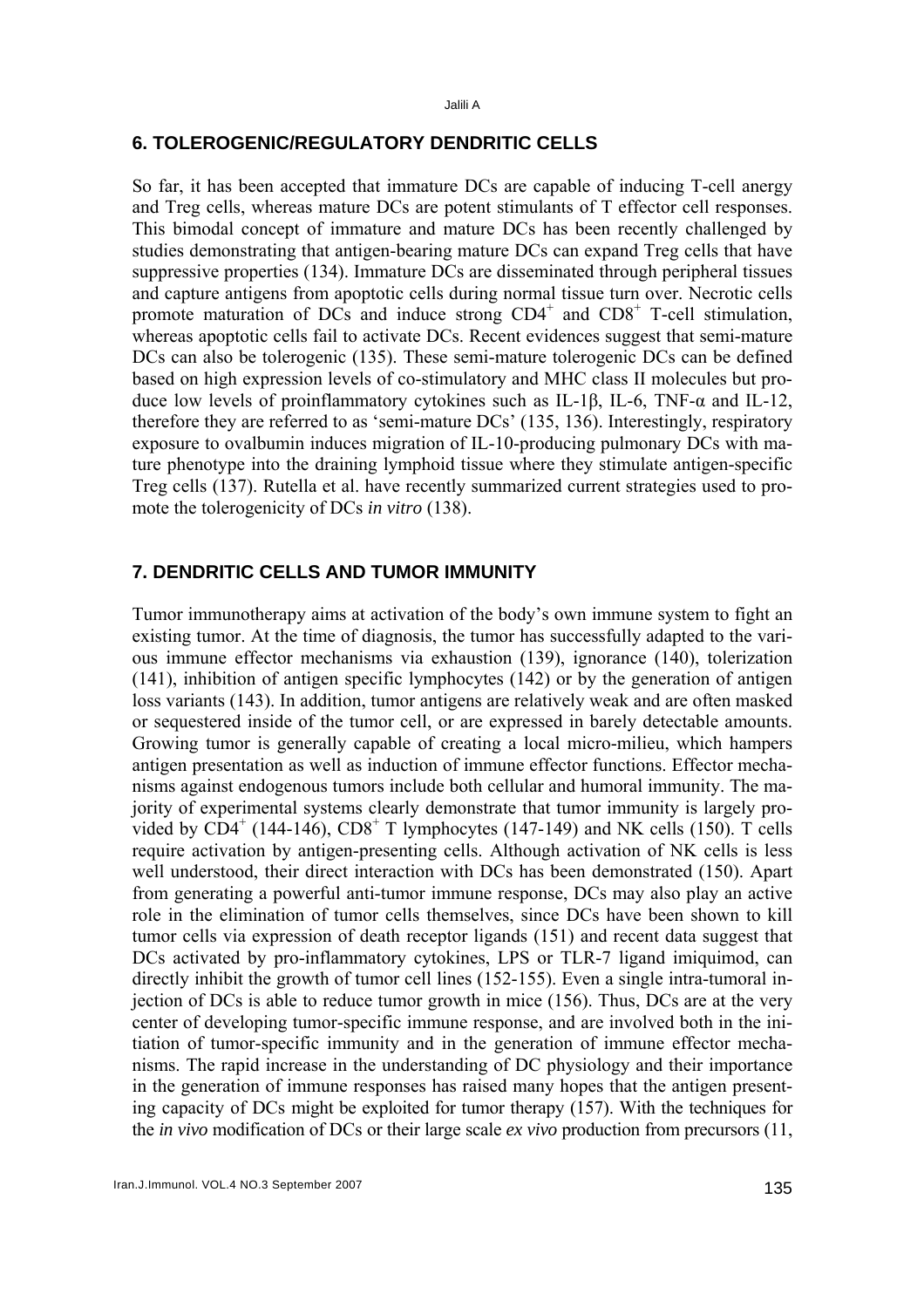## 6. TOLEROGENIC/REGULATORY DENDRITIC CELLS

So far, it has been accepted that immature DCs are capable of inducing T-cell anergy and Treg cells, whereas mature DCs are potent stimulants of T effector cell responses. This bimodal concept of immature and mature DCs has been recently challenged by studies demonstrating that antigen-bearing mature DCs can expand Treg cells that have suppressive properties (134). Immature DCs are disseminated through peripheral tissues and capture antigens from apoptotic cells during normal tissue turn over. Necrotic cells promote maturation of DCs and induce strong $CD4^+$ and $CD8^+$ T-cell stimulation, whereas apoptotic cells fail to activate DCs. Recent evidences suggest that semi-mature DCs can also be tolerogenic (135). These semi-mature tolerogenic DCs can be defined based on high expression levels of co-stimulatory and MHC class II molecules but produce low levels of proinflammatory cytokines such as IL-1β, IL-6, TNF-α and IL-12, therefore they are referred to as 'semi-mature DCs' (135, 136). Interestingly, respiratory exposure to ovalbumin induces migration of IL-10-producing pulmonary DCs with mature phenotype into the draining lymphoid tissue where they stimulate antigen-specific Treg cells (137). Rutella et al. have recently summarized current strategies used to promote the tolerogenicity of DCs *in vitro* (138).

## 7. DENDRITIC CELLS AND TUMOR IMMUNITY

Tumor immunotherapy aims at activation of the body's own immune system to fight an existing tumor. At the time of diagnosis, the tumor has successfully adapted to the various immune effector mechanisms via exhaustion (139), ignorance (140), tolerization (141), inhibition of antigen specific lymphocytes (142) or by the generation of antigen loss variants (143). In addition, tumor antigens are relatively weak and are often masked or sequestered inside of the tumor cell, or are expressed in barely detectable amounts. Growing tumor is generally capable of creating a local micro-milieu, which hampers antigen presentation as well as induction of immune effector functions. Effector mechanisms against endogenous tumors include both cellular and humoral immunity. The majority of experimental systems clearly demonstrate that tumor immunity is largely provided by $CD4^+$ (144-146), $CD8^+$ T lymphocytes (147-149) and NK cells (150). T cells require activation by antigen-presenting cells. Although activation of NK cells is less well understood, their direct interaction with DCs has been demonstrated (150). Apart from generating a powerful anti-tumor immune response, DCs may also play an active role in the elimination of tumor cells themselves, since DCs have been shown to kill tumor cells via expression of death receptor ligands (151) and recent data suggest that DCs activated by pro-inflammatory cytokines, LPS or TLR-7 ligand imiquimod, can directly inhibit the growth of tumor cell lines (152-155). Even a single intra-tumoral injection of DCs is able to reduce tumor growth in mice (156). Thus, DCs are at the very center of developing tumor-specific immune response, and are involved both in the initiation of tumor-specific immunity and in the generation of immune effector mechanisms. The rapid increase in the understanding of DC physiology and their importance in the generation of immune responses has raised many hopes that the antigen presenting capacity of DCs might be exploited for tumor therapy (157). With the techniques for the *in vivo* modification of DCs or their large scale *ex vivo* production from precursors (11,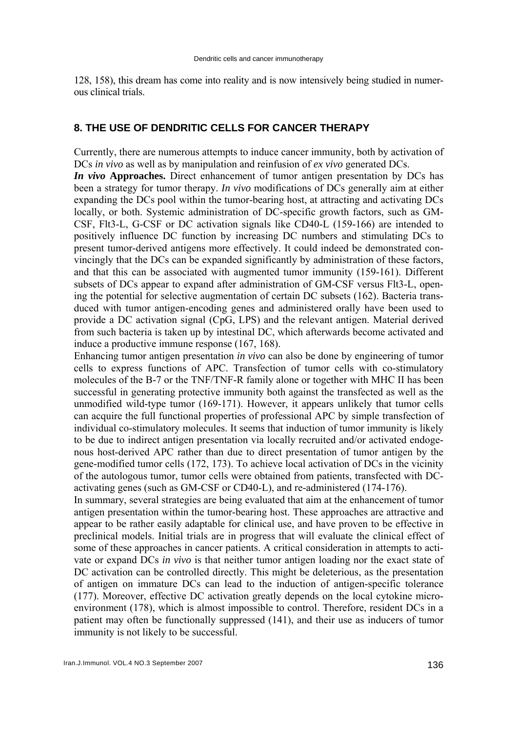128, 158), this dream has come into reality and is now intensively being studied in numerous clinical trials.

## 8. THE USE OF DENDRITIC CELLS FOR CANCER THERAPY

Currently, there are numerous attempts to induce cancer immunity, both by activation of DCs *in vivo* as well as by manipulation and reinfusion of *ex vivo* generated DCs.

***In vivo* Approaches.** Direct enhancement of tumor antigen presentation by DCs has been a strategy for tumor therapy. *In vivo* modifications of DCs generally aim at either expanding the DCs pool within the tumor-bearing host, at attracting and activating DCs locally, or both. Systemic administration of DC-specific growth factors, such as GM-CSF, Flt3-L, G-CSF or DC activation signals like CD40-L (159-166) are intended to positively influence DC function by increasing DC numbers and stimulating DCs to present tumor-derived antigens more effectively. It could indeed be demonstrated convincingly that the DCs can be expanded significantly by administration of these factors, and that this can be associated with augmented tumor immunity (159-161). Different subsets of DCs appear to expand after administration of GM-CSF versus Flt3-L, opening the potential for selective augmentation of certain DC subsets (162). Bacteria transduced with tumor antigen-encoding genes and administered orally have been used to provide a DC activation signal (CpG, LPS) and the relevant antigen. Material derived from such bacteria is taken up by intestinal DC, which afterwards become activated and induce a productive immune response (167, 168).

Enhancing tumor antigen presentation *in vivo* can also be done by engineering of tumor cells to express functions of APC. Transfection of tumor cells with co-stimulatory molecules of the B-7 or the TNF/TNF-R family alone or together with MHC II has been successful in generating protective immunity both against the transfected as well as the unmodified wild-type tumor (169-171). However, it appears unlikely that tumor cells can acquire the full functional properties of professional APC by simple transfection of individual co-stimulatory molecules. It seems that induction of tumor immunity is likely to be due to indirect antigen presentation via locally recruited and/or activated endogenous host-derived APC rather than due to direct presentation of tumor antigen by the gene-modified tumor cells (172, 173). To achieve local activation of DCs in the vicinity of the autologous tumor, tumor cells were obtained from patients, transfected with DC-activating genes (such as GM-CSF or CD40-L), and re-administered (174-176).

In summary, several strategies are being evaluated that aim at the enhancement of tumor antigen presentation within the tumor-bearing host. These approaches are attractive and appear to be rather easily adaptable for clinical use, and have proven to be effective in preclinical models. Initial trials are in progress that will evaluate the clinical effect of some of these approaches in cancer patients. A critical consideration in attempts to activate or expand DCs *in vivo* is that neither tumor antigen loading nor the exact state of DC activation can be controlled directly. This might be deleterious, as the presentation of antigen on immature DCs can lead to the induction of antigen-specific tolerance (177). Moreover, effective DC activation greatly depends on the local cytokine microenvironment (178), which is almost impossible to control. Therefore, resident DCs in a patient may often be functionally suppressed (141), and their use as inducers of tumor immunity is not likely to be successful.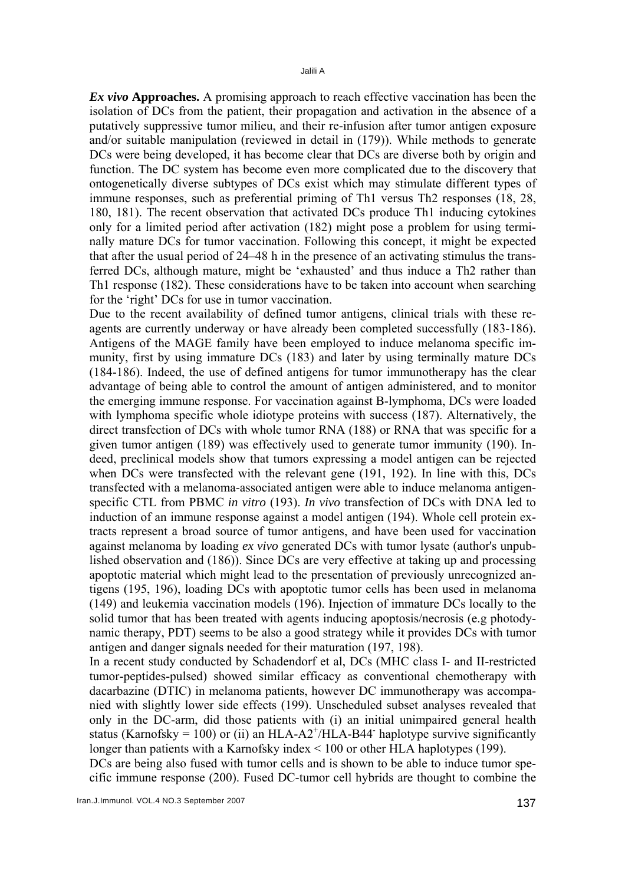***Ex vivo* Approaches.** A promising approach to reach effective vaccination has been the isolation of DCs from the patient, their propagation and activation in the absence of a putatively suppressive tumor milieu, and their re-infusion after tumor antigen exposure and/or suitable manipulation (reviewed in detail in (179)). While methods to generate DCs were being developed, it has become clear that DCs are diverse both by origin and function. The DC system has become even more complicated due to the discovery that ontogenetically diverse subtypes of DCs exist which may stimulate different types of immune responses, such as preferential priming of Th1 versus Th2 responses (18, 28, 180, 181). The recent observation that activated DCs produce Th1 inducing cytokines only for a limited period after activation (182) might pose a problem for using terminally mature DCs for tumor vaccination. Following this concept, it might be expected that after the usual period of 24–48 h in the presence of an activating stimulus the transferred DCs, although mature, might be 'exhausted' and thus induce a Th2 rather than Th1 response (182). These considerations have to be taken into account when searching for the 'right' DCs for use in tumor vaccination.

Due to the recent availability of defined tumor antigens, clinical trials with these reagents are currently underway or have already been completed successfully (183-186). Antigens of the MAGE family have been employed to induce melanoma specific immunity, first by using immature DCs (183) and later by using terminally mature DCs (184-186). Indeed, the use of defined antigens for tumor immunotherapy has the clear advantage of being able to control the amount of antigen administered, and to monitor the emerging immune response. For vaccination against B-lymphoma, DCs were loaded with lymphoma specific whole idiotype proteins with success (187). Alternatively, the direct transfection of DCs with whole tumor RNA (188) or RNA that was specific for a given tumor antigen (189) was effectively used to generate tumor immunity (190). Indeed, preclinical models show that tumors expressing a model antigen can be rejected when DCs were transfected with the relevant gene (191, 192). In line with this, DCs transfected with a melanoma-associated antigen were able to induce melanoma antigen-specific CTL from PBMC *in vitro* (193). *In vivo* transfection of DCs with DNA led to induction of an immune response against a model antigen (194). Whole cell protein extracts represent a broad source of tumor antigens, and have been used for vaccination against melanoma by loading *ex vivo* generated DCs with tumor lysate (author's unpublished observation and (186)). Since DCs are very effective at taking up and processing apoptotic material which might lead to the presentation of previously unrecognized antigens (195, 196), loading DCs with apoptotic tumor cells has been used in melanoma (149) and leukemia vaccination models (196). Injection of immature DCs locally to the solid tumor that has been treated with agents inducing apoptosis/necrosis (e.g photodynamic therapy, PDT) seems to be also a good strategy while it provides DCs with tumor antigen and danger signals needed for their maturation (197, 198).

In a recent study conducted by Schadendorf et al, DCs (MHC class I- and II-restricted tumor-peptides-pulsed) showed similar efficacy as conventional chemotherapy with dacarbazine (DTIC) in melanoma patients, however DC immunotherapy was accompanied with slightly lower side effects (199). Unscheduled subset analyses revealed that only in the DC-arm, did those patients with (i) an initial unimpaired general health status (Karnofsky = 100) or (ii) an HLA-A2$^+$/HLA-B44$^-$ haplotype survive significantly longer than patients with a Karnofsky index < 100 or other HLA haplotypes (199).

DCs are being also fused with tumor cells and is shown to be able to induce tumor specific immune response (200). Fused DC-tumor cell hybrids are thought to combine the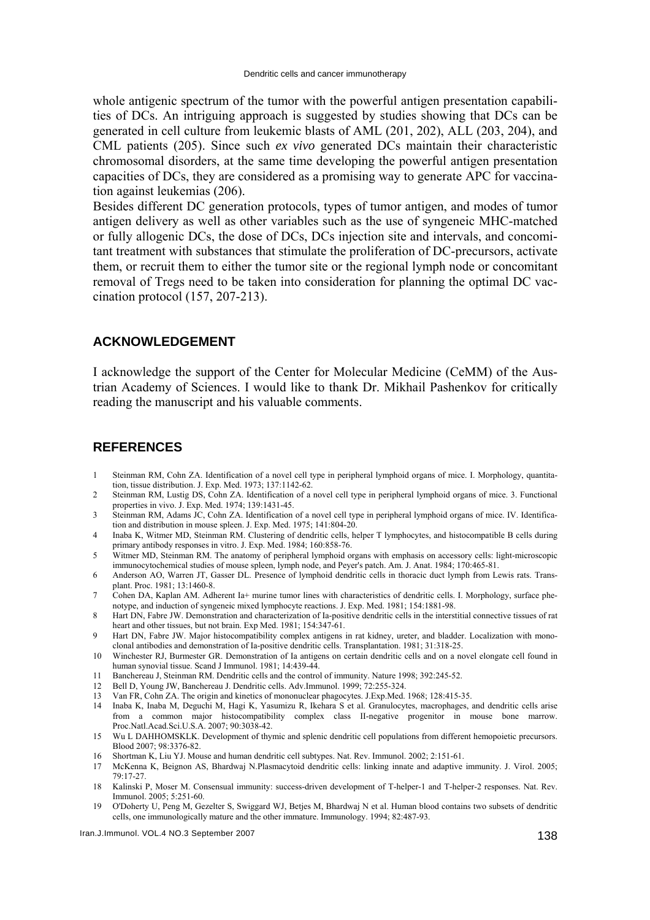whole antigenic spectrum of the tumor with the powerful antigen presentation capabilities of DCs. An intriguing approach is suggested by studies showing that DCs can be generated in cell culture from leukemic blasts of AML (201, 202), ALL (203, 204), and CML patients (205). Since such *ex vivo* generated DCs maintain their characteristic chromosomal disorders, at the same time developing the powerful antigen presentation capacities of DCs, they are considered as a promising way to generate APC for vaccination against leukemias (206).

Besides different DC generation protocols, types of tumor antigen, and modes of tumor antigen delivery as well as other variables such as the use of syngeneic MHC-matched or fully allogenic DCs, the dose of DCs, DCs injection site and intervals, and concomitant treatment with substances that stimulate the proliferation of DC-precursors, activate them, or recruit them to either the tumor site or the regional lymph node or concomitant removal of Tregs need to be taken into consideration for planning the optimal DC vaccination protocol (157, 207-213).

## ACKNOWLEDGEMENT

I acknowledge the support of the Center for Molecular Medicine (CeMM) of the Austrian Academy of Sciences. I would like to thank Dr. Mikhail Pashenkov for critically reading the manuscript and his valuable comments.

## REFERENCES

1 Steinman RM, Cohn ZA. Identification of a novel cell type in peripheral lymphoid organs of mice. I. Morphology, quantitation, tissue distribution. J. Exp. Med. 1973; 137:1142-62.
2 Steinman RM, Lustig DS, Cohn ZA. Identification of a novel cell type in peripheral lymphoid organs of mice. 3. Functional properties in vivo. J. Exp. Med. 1974; 139:1431-45.
3 Steinman RM, Adams JC, Cohn ZA. Identification of a novel cell type in peripheral lymphoid organs of mice. IV. Identification and distribution in mouse spleen. J. Exp. Med. 1975; 141:804-20.
4 Inaba K, Witmer MD, Steinman RM. Clustering of dendritic cells, helper T lymphocytes, and histocompatible B cells during primary antibody responses in vitro. J. Exp. Med. 1984; 160:858-76.
5 Witmer MD, Steinman RM. The anatomy of peripheral lymphoid organs with emphasis on accessory cells: light-microscopic immunocytochemical studies of mouse spleen, lymph node, and Peyer's patch. Am. J. Anat. 1984; 170:465-81.
6 Anderson AO, Warren JT, Gasser DL. Presence of lymphoid dendritic cells in thoracic duct lymph from Lewis rats. Transplant. Proc. 1981; 13:1460-8.
7 Cohen DA, Kaplan AM. Adherent Ia+ murine tumor lines with characteristics of dendritic cells. I. Morphology, surface phenotype, and induction of syngeneic mixed lymphocyte reactions. J. Exp. Med. 1981; 154:1881-98.
8 Hart DN, Fabre JW. Demonstration and characterization of Ia-positive dendritic cells in the interstitial connective tissues of rat heart and other tissues, but not brain. Exp Med. 1981; 154:347-61.
9 Hart DN, Fabre JW. Major histocompatibility complex antigens in rat kidney, ureter, and bladder. Localization with monoclonal antibodies and demonstration of Ia-positive dendritic cells. Transplantation. 1981; 31:318-25.
10 Winchester RJ, Burmester GR. Demonstration of Ia antigens on certain dendritic cells and on a novel elongate cell found in human synovial tissue. Scand J Immunol. 1981; 14:439-44.
11 Banchereau J, Steinman RM. Dendritic cells and the control of immunity. Nature 1998; 392:245-52.
12 Bell D, Young JW, Banchereau J. Dendritic cells. Adv.Immunol. 1999; 72:255-324.
13 Van FR, Cohn ZA. The origin and kinetics of mononuclear phagocytes. J.Exp.Med. 1968; 128:415-35.
14 Inaba K, Inaba M, Deguchi M, Hagi K, Yasumizu R, Ikehara S et al. Granulocytes, macrophages, and dendritic cells arise from a common major histocompatibility complex class II-negative progenitor in mouse bone marrow. Proc.Natl.Acad.Sci.U.S.A. 2007; 90:3038-42.
15 Wu L DAHHOMSKLK. Development of thymic and splenic dendritic cell populations from different hemopoietic precursors. Blood 2007; 98:3376-82.
16 Shortman K, Liu YJ. Mouse and human dendritic cell subtypes. Nat. Rev. Immunol. 2002; 2:151-61.
17 McKenna K, Beignon AS, Bhardwaj N.Plasmacytoid dendritic cells: linking innate and adaptive immunity. J. Virol. 2005; 79:17-27.
18 Kalinski P, Moser M. Consensual immunity: success-driven development of T-helper-1 and T-helper-2 responses. Nat. Rev. Immunol. 2005; 5:251-60.
19 O'Doherty U, Peng M, Gezelter S, Swiggard WJ, Betjes M, Bhardwaj N et al. Human blood contains two subsets of dendritic cells, one immunologically mature and the other immature. Immunology. 1994; 82:487-93.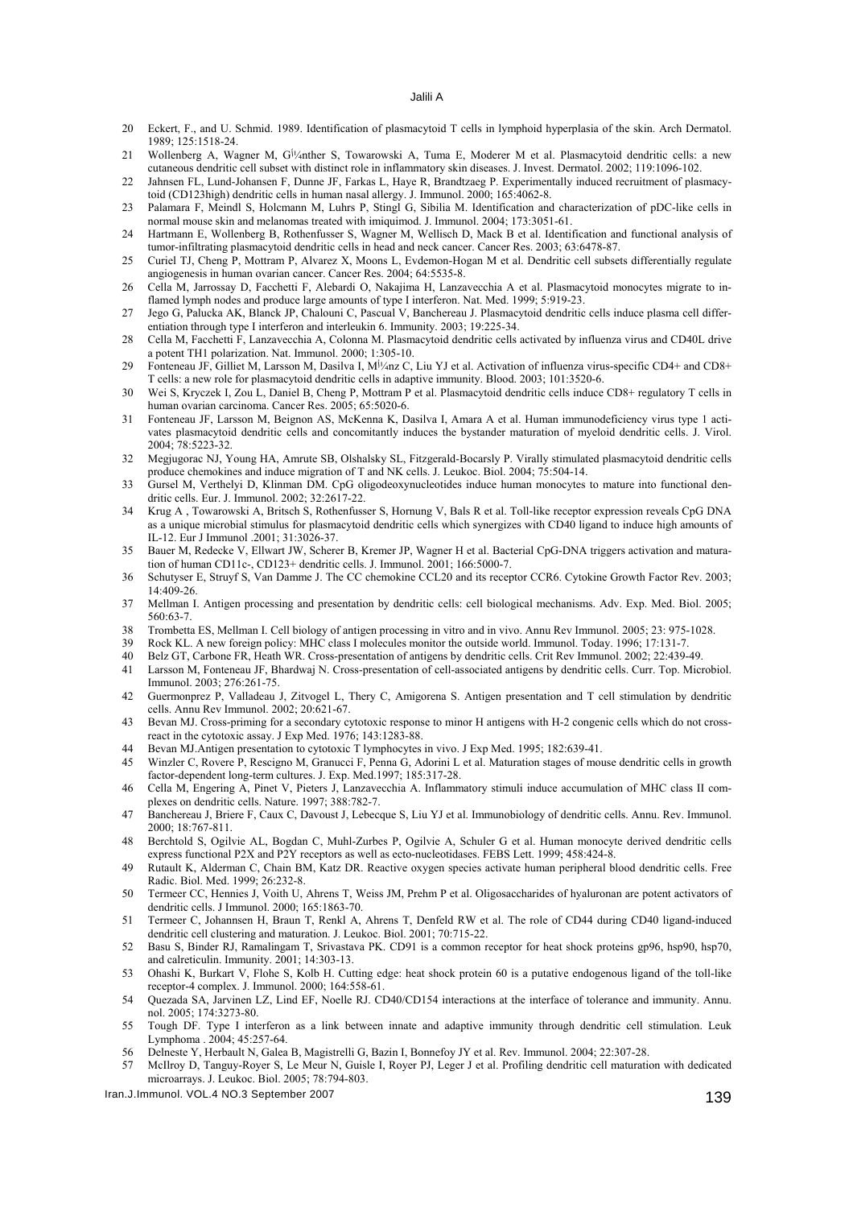20 Eckert, F., and U. Schmid. 1989. Identification of plasmacytoid T cells in lymphoid hyperplasia of the skin. Arch Dermatol. 1989; 125:1518-24.

21 Wollenberg A, Wagner M, GÃ¼nther S, Towarowski A, Tuma E, Moderer M et al. Plasmacytoid dendritic cells: a new cutaneous dendritic cell subset with distinct role in inflammatory skin diseases. J. Invest. Dermatol. 2002; 119:1096-102.

22 Jahnsen FL, Lund-Johansen F, Dunne JF, Farkas L, Haye R, Brandtzaeg P. Experimentally induced recruitment of plasmacytoid (CD123high) dendritic cells in human nasal allergy. J. Immunol. 2000; 165:4062-8.

23 Palamara F, Meindl S, Holcmann M, Luhrs P, Stingl G, Sibilia M. Identification and characterization of pDC-like cells in normal mouse skin and melanomas treated with imiquimod. J. Immunol. 2004; 173:3051-61.

24 Hartmann E, Wollenberg B, Rothenfusser S, Wagner M, Wellisch D, Mack B et al. Identification and functional analysis of tumor-infiltrating plasmacytoid dendritic cells in head and neck cancer. Cancer Res. 2003; 63:6478-87.

25 Curiel TJ, Cheng P, Mottram P, Alvarez X, Moons L, Evdemon-Hogan M et al. Dendritic cell subsets differentially regulate angiogenesis in human ovarian cancer. Cancer Res. 2004; 64:5535-8.

26 Cella M, Jarrossay D, Facchetti F, Alebardi O, Nakajima H, Lanzavecchia A et al. Plasmacytoid monocytes migrate to inflamed lymph nodes and produce large amounts of type I interferon. Nat. Med. 1999; 5:919-23.

27 Jego G, Palucka AK, Blanck JP, Chalouni C, Pascual V, Banchereau J. Plasmacytoid dendritic cells induce plasma cell differentiation through type I interferon and interleukin 6. Immunity. 2003; 19:225-34.

28 Cella M, Facchetti F, Lanzavecchia A, Colonna M. Plasmacytoid dendritic cells activated by influenza virus and CD40L drive a potent TH1 polarization. Nat. Immunol. 2000; 1:305-10.

29 Fonteneau JF, Gilliet M, Larsson M, Dasilva I, MÃ¼nz C, Liu YJ et al. Activation of influenza virus-specific CD4+ and CD8+ T cells: a new role for plasmacytoid dendritic cells in adaptive immunity. Blood. 2003; 101:3520-6.

30 Wei S, Kryczek I, Zou L, Daniel B, Cheng P, Mottram P et al. Plasmacytoid dendritic cells induce CD8+ regulatory T cells in human ovarian carcinoma. Cancer Res. 2005; 65:5020-6.

31 Fonteneau JF, Larsson M, Beignon AS, McKenna K, Dasilva I, Amara A et al. Human immunodeficiency virus type 1 activates plasmacytoid dendritic cells and concomitantly induces the bystander maturation of myeloid dendritic cells. J. Virol. 2004; 78:5223-32.

32 Megjugorac NJ, Young HA, Amrute SB, Olshalsky SL, Fitzgerald-Bocarsly P. Virally stimulated plasmacytoid dendritic cells produce chemokines and induce migration of T and NK cells. J. Leukoc. Biol. 2004; 75:504-14.

33 Gursel M, Verthelyi D, Klinman DM. CpG oligodeoxynucleotides induce human monocytes to mature into functional dendritic cells. Eur. J. Immunol. 2002; 32:2617-22.

34 Krug A , Towarowski A, Britsch S, Rothenfusser S, Hornung V, Bals R et al. Toll-like receptor expression reveals CpG DNA as a unique microbial stimulus for plasmacytoid dendritic cells which synergizes with CD40 ligand to induce high amounts of IL-12. Eur J Immunol .2001; 31:3026-37.

35 Bauer M, Redecke V, Ellwart JW, Scherer B, Kremer JP, Wagner H et al. Bacterial CpG-DNA triggers activation and maturation of human CD11c-, CD123+ dendritic cells. J. Immunol. 2001; 166:5000-7.

36 Schutyser E, Struyf S, Van Damme J. The CC chemokine CCL20 and its receptor CCR6. Cytokine Growth Factor Rev. 2003; 14:409-26.

37 Mellman I. Antigen processing and presentation by dendritic cells: cell biological mechanisms. Adv. Exp. Med. Biol. 2005; 560:63-7.

38 Trombetta ES, Mellman I. Cell biology of antigen processing in vitro and in vivo. Annu Rev Immunol. 2005; 23: 975-1028.

39 Rock KL. A new foreign policy: MHC class I molecules monitor the outside world. Immunol. Today. 1996; 17:131-7.

40 Belz GT, Carbone FR, Heath WR. Cross-presentation of antigens by dendritic cells. Crit Rev Immunol. 2002; 22:439-49.

41 Larsson M, Fonteneau JF, Bhardwaj N. Cross-presentation of cell-associated antigens by dendritic cells. Curr. Top. Microbiol. Immunol. 2003; 276:261-75.

42 Guermonprez P, Valladeau J, Zitvogel L, Thery C, Amigorena S. Antigen presentation and T cell stimulation by dendritic cells. Annu Rev Immunol. 2002; 20:621-67.

43 Bevan MJ. Cross-priming for a secondary cytotoxic response to minor H antigens with H-2 congenic cells which do not cross-react in the cytotoxic assay. J Exp Med. 1976; 143:1283-88.

44 Bevan MJ.Antigen presentation to cytotoxic T lymphocytes in vivo. J Exp Med. 1995; 182:639-41.

45 Winzler C, Rovere P, Rescigno M, Granucci F, Penna G, Adorini L et al. Maturation stages of mouse dendritic cells in growth factor-dependent long-term cultures. J. Exp. Med.1997; 185:317-28.

46 Cella M, Engering A, Pinet V, Pieters J, Lanzavecchia A. Inflammatory stimuli induce accumulation of MHC class II complexes on dendritic cells. Nature. 1997; 388:782-7.

47 Banchereau J, Briere F, Caux C, Davoust J, Lebecque S, Liu YJ et al. Immunobiology of dendritic cells. Annu. Rev. Immunol. 2000; 18:767-811.

48 Berchtold S, Ogilvie AL, Bogdan C, Muhl-Zurbes P, Ogilvie A, Schuler G et al. Human monocyte derived dendritic cells express functional P2X and P2Y receptors as well as ecto-nucleotidases. FEBS Lett. 1999; 458:424-8.

49 Rutault K, Alderman C, Chain BM, Katz DR. Reactive oxygen species activate human peripheral blood dendritic cells. Free Radic. Biol. Med. 1999; 26:232-8.

50 Termeer CC, Hennies J, Voith U, Ahrens T, Weiss JM, Prehm P et al. Oligosaccharides of hyaluronan are potent activators of dendritic cells. J Immunol. 2000; 165:1863-70.

51 Termeer C, Johannsen H, Braun T, Renkl A, Ahrens T, Denfeld RW et al. The role of CD44 during CD40 ligand-induced dendritic cell clustering and maturation. J. Leukoc. Biol. 2001; 70:715-22.

52 Basu S, Binder RJ, Ramalingam T, Srivastava PK. CD91 is a common receptor for heat shock proteins gp96, hsp90, hsp70, and calreticulin. Immunity. 2001; 14:303-13.

53 Ohashi K, Burkart V, Flohe S, Kolb H. Cutting edge: heat shock protein 60 is a putative endogenous ligand of the toll-like receptor-4 complex. J. Immunol. 2000; 164:558-61.

54 Quezada SA, Jarvinen LZ, Lind EF, Noelle RJ. CD40/CD154 interactions at the interface of tolerance and immunity. Annu. nol. 2005; 174:3273-80.

55 Tough DF. Type I interferon as a link between innate and adaptive immunity through dendritic cell stimulation. Leuk Lymphoma . 2004; 45:257-64.

56 Delneste Y, Herbault N, Galea B, Magistrelli G, Bazin I, Bonnefoy JY et al. Rev. Immunol. 2004; 22:307-28.

57 McIlroy D, Tanguy-Royer S, Le Meur N, Guisle I, Royer PJ, Leger J et al. Profiling dendritic cell maturation with dedicated microarrays. J. Leukoc. Biol. 2005; 78:794-803.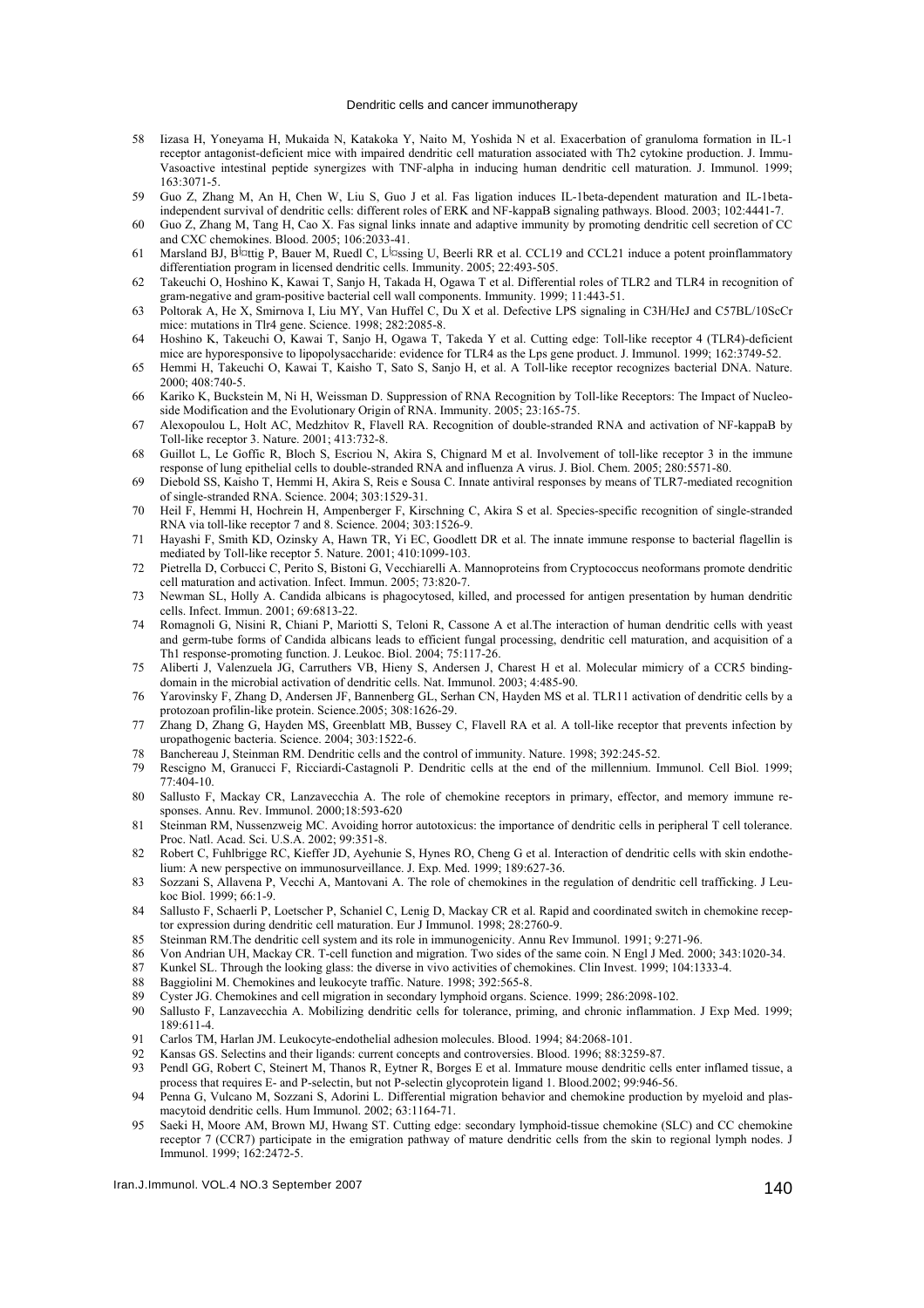58 Iizasa H, Yoneyama H, Mukaida N, Katakoka Y, Naito M, Yoshida N et al. Exacerbation of granuloma formation in IL-1 receptor antagonist-deficient mice with impaired dendritic cell maturation associated with Th2 cytokine production. J. Immu-Vasoactive intestinal peptide synergizes with TNF-alpha in inducing human dendritic cell maturation. J. Immunol. 1999; 163:3071-5.

59 Guo Z, Zhang M, An H, Chen W, Liu S, Guo J et al. Fas ligation induces IL-1beta-dependent maturation and IL-1beta-independent survival of dendritic cells: different roles of ERK and NF-kappaB signaling pathways. Blood. 2003; 102:4441-7.

60 Guo Z, Zhang M, Tang H, Cao X. Fas signal links innate and adaptive immunity by promoting dendritic cell secretion of CC and CXC chemokines. Blood. 2005; 106:2033-41.

61 Marsland BJ, B�ttig P, Bauer M, Ruedl C, L�ssing U, Beerli RR et al. CCL19 and CCL21 induce a potent proinflammatory differentiation program in licensed dendritic cells. Immunity. 2005; 22:493-505.

62 Takeuchi O, Hoshino K, Kawai T, Sanjo H, Takada H, Ogawa T et al. Differential roles of TLR2 and TLR4 in recognition of gram-negative and gram-positive bacterial cell wall components. Immunity. 1999; 11:443-51.

63 Poltorak A, He X, Smirnova I, Liu MY, Van Huffel C, Du X et al. Defective LPS signaling in C3H/HeJ and C57BL/10ScCr mice: mutations in Tlr4 gene. Science. 1998; 282:2085-8.

64 Hoshino K, Takeuchi O, Kawai T, Sanjo H, Ogawa T, Takeda Y et al. Cutting edge: Toll-like receptor 4 (TLR4)-deficient mice are hyporesponsive to lipopolysaccharide: evidence for TLR4 as the Lps gene product. J. Immunol. 1999; 162:3749-52.

65 Hemmi H, Takeuchi O, Kawai T, Kaisho T, Sato S, Sanjo H, et al. A Toll-like receptor recognizes bacterial DNA. Nature. 2000; 408:740-5.

66 Kariko K, Buckstein M, Ni H, Weissman D. Suppression of RNA Recognition by Toll-like Receptors: The Impact of Nucleoside Modification and the Evolutionary Origin of RNA. Immunity. 2005; 23:165-75.

67 Alexopoulou L, Holt AC, Medzhitov R, Flavell RA. Recognition of double-stranded RNA and activation of NF-kappaB by Toll-like receptor 3. Nature. 2001; 413:732-8.

68 Guillot L, Le Goffic R, Bloch S, Escriou N, Akira S, Chignard M et al. Involvement of toll-like receptor 3 in the immune response of lung epithelial cells to double-stranded RNA and influenza A virus. J. Biol. Chem. 2005; 280:5571-80.

69 Diebold SS, Kaisho T, Hemmi H, Akira S, Reis e Sousa C. Innate antiviral responses by means of TLR7-mediated recognition of single-stranded RNA. Science. 2004; 303:1529-31.

70 Heil F, Hemmi H, Hochrein H, Ampenberger F, Kirschning C, Akira S et al. Species-specific recognition of single-stranded RNA via toll-like receptor 7 and 8. Science. 2004; 303:1526-9.

71 Hayashi F, Smith KD, Ozinsky A, Hawn TR, Yi EC, Goodlett DR et al. The innate immune response to bacterial flagellin is mediated by Toll-like receptor 5. Nature. 2001; 410:1099-103.

72 Pietrella D, Corbucci C, Perito S, Bistoni G, Vecchiarelli A. Mannoproteins from Cryptococcus neoformans promote dendritic cell maturation and activation. Infect. Immun. 2005; 73:820-7.

73 Newman SL, Holly A. Candida albicans is phagocytosed, killed, and processed for antigen presentation by human dendritic cells. Infect. Immun. 2001; 69:6813-22.

74 Romagnoli G, Nisini R, Chiani P, Mariotti S, Teloni R, Cassone A et al.The interaction of human dendritic cells with yeast and germ-tube forms of Candida albicans leads to efficient fungal processing, dendritic cell maturation, and acquisition of a Th1 response-promoting function. J. Leukoc. Biol. 2004; 75:117-26.

75 Aliberti J, Valenzuela JG, Carruthers VB, Hieny S, Andersen J, Charest H et al. Molecular mimicry of a CCR5 binding-domain in the microbial activation of dendritic cells. Nat. Immunol. 2003; 4:485-90.

76 Yarovinsky F, Zhang D, Andersen JF, Bannenberg GL, Serhan CN, Hayden MS et al. TLR11 activation of dendritic cells by a protozoan profilin-like protein. Science.2005; 308:1626-29.

77 Zhang D, Zhang G, Hayden MS, Greenblatt MB, Bussey C, Flavell RA et al. A toll-like receptor that prevents infection by uropathogenic bacteria. Science. 2004; 303:1522-6.

78 Banchereau J, Steinman RM. Dendritic cells and the control of immunity. Nature. 1998; 392:245-52.

79 Rescigno M, Granucci F, Ricciardi-Castagnoli P. Dendritic cells at the end of the millennium. Immunol. Cell Biol. 1999; 77:404-10.

80 Sallusto F, Mackay CR, Lanzavecchia A. The role of chemokine receptors in primary, effector, and memory immune responses. Annu. Rev. Immunol. 2000;18:593-620

81 Steinman RM, Nussenzweig MC. Avoiding horror autotoxicus: the importance of dendritic cells in peripheral T cell tolerance. Proc. Natl. Acad. Sci. U.S.A. 2002; 99:351-8.

82 Robert C, Fuhlbrigge RC, Kieffer JD, Ayehunie S, Hynes RO, Cheng G et al. Interaction of dendritic cells with skin endothelium: A new perspective on immunosurveillance. J. Exp. Med. 1999; 189:627-36.

83 Sozzani S, Allavena P, Vecchi A, Mantovani A. The role of chemokines in the regulation of dendritic cell trafficking. J Leukoc Biol. 1999; 66:1-9.

84 Sallusto F, Schaerli P, Loetscher P, Schaniel C, Lenig D, Mackay CR et al. Rapid and coordinated switch in chemokine receptor expression during dendritic cell maturation. Eur J Immunol. 1998; 28:2760-9.

85 Steinman RM.The dendritic cell system and its role in immunogenicity. Annu Rev Immunol. 1991; 9:271-96.

86 Von Andrian UH, Mackay CR. T-cell function and migration. Two sides of the same coin. N Engl J Med. 2000; 343:1020-34.

87 Kunkel SL. Through the looking glass: the diverse in vivo activities of chemokines. Clin Invest. 1999; 104:1333-4.

88 Baggiolini M. Chemokines and leukocyte traffic. Nature. 1998; 392:565-8.

89 Cyster JG. Chemokines and cell migration in secondary lymphoid organs. Science. 1999; 286:2098-102.

90 Sallusto F, Lanzavecchia A. Mobilizing dendritic cells for tolerance, priming, and chronic inflammation. J Exp Med. 1999; 189:611-4.

91 Carlos TM, Harlan JM. Leukocyte-endothelial adhesion molecules. Blood. 1994; 84:2068-101.

92 Kansas GS. Selectins and their ligands: current concepts and controversies. Blood. 1996; 88:3259-87.

93 Pendl GG, Robert C, Steinert M, Thanos R, Eytner R, Borges E et al. Immature mouse dendritic cells enter inflamed tissue, a process that requires E- and P-selectin, but not P-selectin glycoprotein ligand 1. Blood.2002; 99:946-56.

94 Penna G, Vulcano M, Sozzani S, Adorini L. Differential migration behavior and chemokine production by myeloid and plasmacytoid dendritic cells. Hum Immunol. 2002; 63:1164-71.

95 Saeki H, Moore AM, Brown MJ, Hwang ST. Cutting edge: secondary lymphoid-tissue chemokine (SLC) and CC chemokine receptor 7 (CCR7) participate in the emigration pathway of mature dendritic cells from the skin to regional lymph nodes. J Immunol. 1999; 162:2472-5.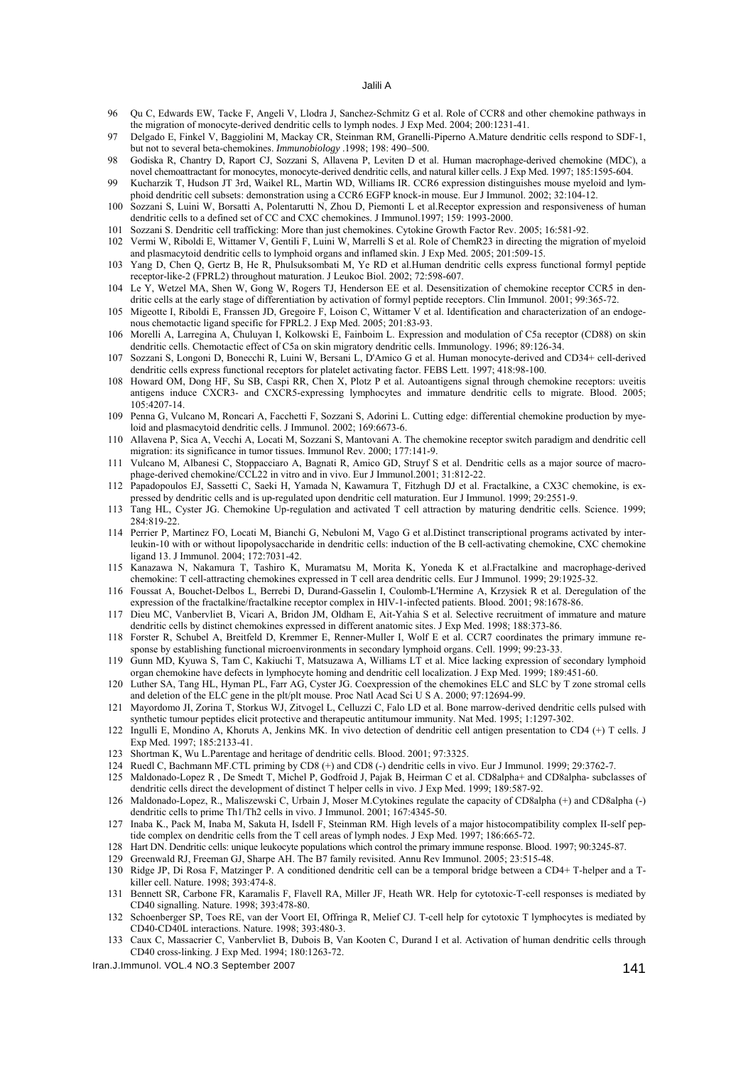96 Qu C, Edwards EW, Tacke F, Angeli V, Llodra J, Sanchez-Schmitz G et al. Role of CCR8 and other chemokine pathways in the migration of monocyte-derived dendritic cells to lymph nodes. J Exp Med. 2004; 200:1231-41.

97 Delgado E, Finkel V, Baggiolini M, Mackay CR, Steinman RM, Granelli-Piperno A.Mature dendritic cells respond to SDF-1, but not to several beta-chemokines. *Immunobiology* .1998; 198: 490–500.

98 Godiska R, Chantry D, Raport CJ, Sozzani S, Allavena P, Leviten D et al. Human macrophage-derived chemokine (MDC), a novel chemoattractant for monocytes, monocyte-derived dendritic cells, and natural killer cells. J Exp Med. 1997; 185:1595-604.

99 Kucharzik T, Hudson JT 3rd, Waikel RL, Martin WD, Williams IR. CCR6 expression distinguishes mouse myeloid and lymphoid dendritic cell subsets: demonstration using a CCR6 EGFP knock-in mouse. Eur J Immunol. 2002; 32:104-12.

100 Sozzani S, Luini W, Borsatti A, Polentarutti N, Zhou D, Piemonti L et al.Receptor expression and responsiveness of human dendritic cells to a defined set of CC and CXC chemokines. J Immunol.1997; 159: 1993-2000.

101 Sozzani S. Dendritic cell trafficking: More than just chemokines. Cytokine Growth Factor Rev. 2005; 16:581-92.

102 Vermi W, Riboldi E, Wittamer V, Gentili F, Luini W, Marrelli S et al. Role of ChemR23 in directing the migration of myeloid and plasmacytoid dendritic cells to lymphoid organs and inflamed skin. J Exp Med. 2005; 201:509-15.

103 Yang D, Chen Q, Gertz B, He R, Phulsuksombati M, Ye RD et al.Human dendritic cells express functional formyl peptide receptor-like-2 (FPRL2) throughout maturation. J Leukoc Biol. 2002; 72:598-607.

104 Le Y, Wetzel MA, Shen W, Gong W, Rogers TJ, Henderson EE et al. Desensitization of chemokine receptor CCR5 in dendritic cells at the early stage of differentiation by activation of formyl peptide receptors. Clin Immunol. 2001; 99:365-72.

105 Migeotte I, Riboldi E, Franssen JD, Gregoire F, Loison C, Wittamer V et al. Identification and characterization of an endogenous chemotactic ligand specific for FPRL2. J Exp Med. 2005; 201:83-93.

106 Morelli A, Larregina A, Chuluyan I, Kolkowski E, Fainboim L. Expression and modulation of C5a receptor (CD88) on skin dendritic cells. Chemotactic effect of C5a on skin migratory dendritic cells. Immunology. 1996; 89:126-34.

107 Sozzani S, Longoni D, Bonecchi R, Luini W, Bersani L, D'Amico G et al. Human monocyte-derived and CD34+ cell-derived dendritic cells express functional receptors for platelet activating factor. FEBS Lett. 1997; 418:98-100.

108 Howard OM, Dong HF, Su SB, Caspi RR, Chen X, Plotz P et al. Autoantigens signal through chemokine receptors: uveitis antigens induce CXCR3- and CXCR5-expressing lymphocytes and immature dendritic cells to migrate. Blood. 2005; 105:4207-14.

109 Penna G, Vulcano M, Roncari A, Facchetti F, Sozzani S, Adorini L. Cutting edge: differential chemokine production by myeloid and plasmacytoid dendritic cells. J Immunol. 2002; 169:6673-6.

110 Allavena P, Sica A, Vecchi A, Locati M, Sozzani S, Mantovani A. The chemokine receptor switch paradigm and dendritic cell migration: its significance in tumor tissues. Immunol Rev. 2000; 177:141-9.

111 Vulcano M, Albanesi C, Stoppacciaro A, Bagnati R, Amico GD, Struyf S et al. Dendritic cells as a major source of macrophage-derived chemokine/CCL22 in vitro and in vivo. Eur J Immunol.2001; 31:812-22.

112 Papadopoulos EJ, Sassetti C, Saeki H, Yamada N, Kawamura T, Fitzhugh DJ et al. Fractalkine, a CX3C chemokine, is expressed by dendritic cells and is up-regulated upon dendritic cell maturation. Eur J Immunol. 1999; 29:2551-9.

113 Tang HL, Cyster JG. Chemokine Up-regulation and activated T cell attraction by maturing dendritic cells. Science. 1999; 284:819-22.

114 Perrier P, Martinez FO, Locati M, Bianchi G, Nebuloni M, Vago G et al.Distinct transcriptional programs activated by interleukin-10 with or without lipopolysaccharide in dendritic cells: induction of the B cell-activating chemokine, CXC chemokine ligand 13. J Immunol. 2004; 172:7031-42.

115 Kanazawa N, Nakamura T, Tashiro K, Muramatsu M, Morita K, Yoneda K et al.Fractalkine and macrophage-derived chemokine: T cell-attracting chemokines expressed in T cell area dendritic cells. Eur J Immunol. 1999; 29:1925-32.

116 Foussat A, Bouchet-Delbos L, Berrebi D, Durand-Gasselin I, Coulomb-L'Hermine A, Krzysiek R et al. Deregulation of the expression of the fractalkine/fractalkine receptor complex in HIV-1-infected patients. Blood. 2001; 98:1678-86.

117 Dieu MC, Vanbervliet B, Vicari A, Bridon JM, Oldham E, Ait-Yahia S et al. Selective recruitment of immature and mature dendritic cells by distinct chemokines expressed in different anatomic sites. J Exp Med. 1998; 188:373-86.

118 Forster R, Schubel A, Breitfeld D, Kremmer E, Renner-Muller I, Wolf E et al. CCR7 coordinates the primary immune response by establishing functional microenvironments in secondary lymphoid organs. Cell. 1999; 99:23-33.

119 Gunn MD, Kyuwa S, Tam C, Kakiuchi T, Matsuzawa A, Williams LT et al. Mice lacking expression of secondary lymphoid organ chemokine have defects in lymphocyte homing and dendritic cell localization. J Exp Med. 1999; 189:451-60.

120 Luther SA, Tang HL, Hyman PL, Farr AG, Cyster JG. Coexpression of the chemokines ELC and SLC by T zone stromal cells and deletion of the ELC gene in the plt/plt mouse. Proc Natl Acad Sci U S A. 2000; 97:12694-99.

121 Mayordomo JI, Zorina T, Storkus WJ, Zitvogel L, Celluzzi C, Falo LD et al. Bone marrow-derived dendritic cells pulsed with synthetic tumour peptides elicit protective and therapeutic antitumour immunity. Nat Med. 1995; 1:1297-302.

122 Ingulli E, Mondino A, Khoruts A, Jenkins MK. In vivo detection of dendritic cell antigen presentation to CD4 (+) T cells. J Exp Med. 1997; 185:2133-41.

123 Shortman K, Wu L.Parentage and heritage of dendritic cells. Blood. 2001; 97:3325.

124 Ruedl C, Bachmann MF.CTL priming by CD8 (+) and CD8 (-) dendritic cells in vivo. Eur J Immunol. 1999; 29:3762-7.

125 Maldonado-Lopez R , De Smedt T, Michel P, Godfroid J, Pajak B, Heirman C et al. CD8alpha+ and CD8alpha- subclasses of dendritic cells direct the development of distinct T helper cells in vivo. J Exp Med. 1999; 189:587-92.

126 Maldonado-Lopez, R., Maliszewski C, Urbain J, Moser M.Cytokines regulate the capacity of CD8alpha (+) and CD8alpha (-) dendritic cells to prime Th1/Th2 cells in vivo. J Immunol. 2001; 167:4345-50.

127 Inaba K., Pack M, Inaba M, Sakuta H, Isdell F, Steinman RM. High levels of a major histocompatibility complex II-self peptide complex on dendritic cells from the T cell areas of lymph nodes. J Exp Med. 1997; 186:665-72.

128 Hart DN. Dendritic cells: unique leukocyte populations which control the primary immune response. Blood. 1997; 90:3245-87.

129 Greenwald RJ, Freeman GJ, Sharpe AH. The B7 family revisited. Annu Rev Immunol. 2005; 23:515-48.

130 Ridge JP, Di Rosa F, Matzinger P. A conditioned dendritic cell can be a temporal bridge between a CD4+ T-helper and a T-killer cell. Nature. 1998; 393:474-8.

131 Bennett SR, Carbone FR, Karamalis F, Flavell RA, Miller JF, Heath WR. Help for cytotoxic-T-cell responses is mediated by CD40 signalling. Nature. 1998; 393:478-80.

132 Schoenberger SP, Toes RE, van der Voort EI, Offringa R, Melief CJ. T-cell help for cytotoxic T lymphocytes is mediated by CD40-CD40L interactions. Nature. 1998; 393:480-3.

133 Caux C, Massacrier C, Vanbervliet B, Dubois B, Van Kooten C, Durand I et al. Activation of human dendritic cells through CD40 cross-linking. J Exp Med. 1994; 180:1263-72.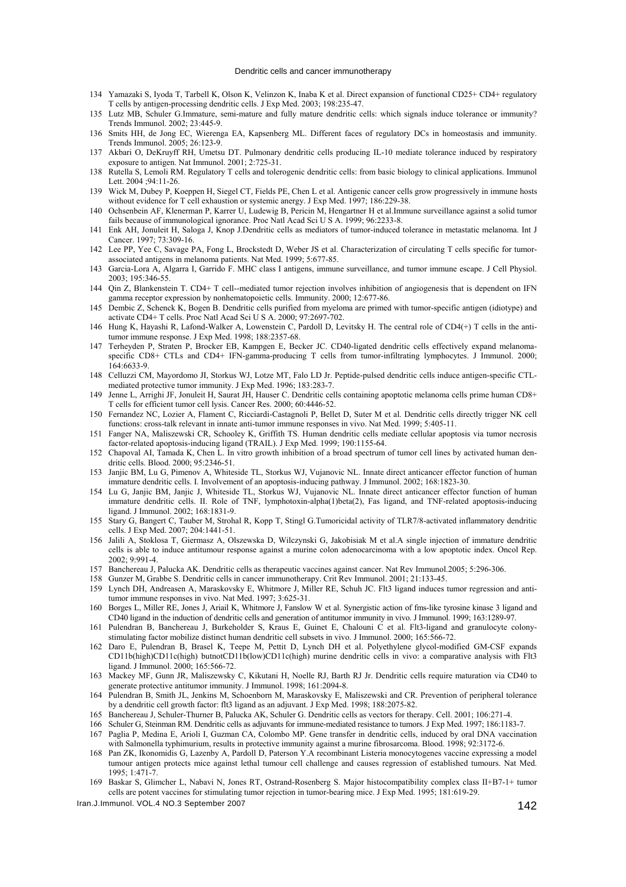134 Yamazaki S, Iyoda T, Tarbell K, Olson K, Velinzon K, Inaba K et al. Direct expansion of functional CD25+ CD4+ regulatory T cells by antigen-processing dendritic cells. J Exp Med. 2003; 198:235-47.

135 Lutz MB, Schuler G.Immature, semi-mature and fully mature dendritic cells: which signals induce tolerance or immunity? Trends Immunol. 2002; 23:445-9.

136 Smits HH, de Jong EC, Wierenga EA, Kapsenberg ML. Different faces of regulatory DCs in homeostasis and immunity. Trends Immunol. 2005; 26:123-9.

137 Akbari O, DeKruyff RH, Umetsu DT. Pulmonary dendritic cells producing IL-10 mediate tolerance induced by respiratory exposure to antigen. Nat Immunol. 2001; 2:725-31.

138 Rutella S, Lemoli RM. Regulatory T cells and tolerogenic dendritic cells: from basic biology to clinical applications. Immunol Lett. 2004 ;94:11-26.

139 Wick M, Dubey P, Koeppen H, Siegel CT, Fields PE, Chen L et al. Antigenic cancer cells grow progressively in immune hosts without evidence for T cell exhaustion or systemic anergy. J Exp Med. 1997; 186:229-38.

140 Ochsenbein AF, Klenerman P, Karrer U, Ludewig B, Pericin M, Hengartner H et al.Immune surveillance against a solid tumor fails because of immunological ignorance. Proc Natl Acad Sci U S A. 1999; 96:2233-8.

141 Enk AH, Jonuleit H, Saloga J, Knop J.Dendritic cells as mediators of tumor-induced tolerance in metastatic melanoma. Int J Cancer. 1997; 73:309-16.

142 Lee PP, Yee C, Savage PA, Fong L, Brockstedt D, Weber JS et al. Characterization of circulating T cells specific for tumor-associated antigens in melanoma patients. Nat Med. 1999; 5:677-85.

143 Garcia-Lora A, Algarra I, Garrido F. MHC class I antigens, immune surveillance, and tumor immune escape. J Cell Physiol. 2003; 195:346-55.

144 Qin Z, Blankenstein T. CD4+ T cell--mediated tumor rejection involves inhibition of angiogenesis that is dependent on IFN gamma receptor expression by nonhematopoietic cells. Immunity. 2000; 12:677-86.

145 Dembic Z, Schenck K, Bogen B. Dendritic cells purified from myeloma are primed with tumor-specific antigen (idiotype) and activate CD4+ T cells. Proc Natl Acad Sci U S A. 2000; 97:2697-702.

146 Hung K, Hayashi R, Lafond-Walker A, Lowenstein C, Pardoll D, Levitsky H. The central role of CD4(+) T cells in the anti-tumor immune response. J Exp Med. 1998; 188:2357-68.

147 Terheyden P, Straten P, Brocker EB, Kampgen E, Becker JC. CD40-ligated dendritic cells effectively expand melanoma-specific CD8+ CTLs and CD4+ IFN-gamma-producing T cells from tumor-infiltrating lymphocytes. J Immunol. 2000; 164:6633-9.

148 Celluzzi CM, Mayordomo JI, Storkus WJ, Lotze MT, Falo LD Jr. Peptide-pulsed dendritic cells induce antigen-specific CTL-mediated protective tumor immunity. J Exp Med. 1996; 183:283-7.

149 Jenne L, Arrighi JF, Jonuleit H, Saurat JH, Hauser C. Dendritic cells containing apoptotic melanoma cells prime human CD8+ T cells for efficient tumor cell lysis. Cancer Res. 2000; 60:4446-52.

150 Fernandez NC, Lozier A, Flament C, Ricciardi-Castagnoli P, Bellet D, Suter M et al. Dendritic cells directly trigger NK cell functions: cross-talk relevant in innate anti-tumor immune responses in vivo. Nat Med. 1999; 5:405-11.

151 Fanger NA, Maliszewski CR, Schooley K, Griffith TS. Human dendritic cells mediate cellular apoptosis via tumor necrosis factor-related apoptosis-inducing ligand (TRAIL). J Exp Med. 1999; 190:1155-64.

152 Chapoval AI, Tamada K, Chen L. In vitro growth inhibition of a broad spectrum of tumor cell lines by activated human dendritic cells. Blood. 2000; 95:2346-51.

153 Janjic BM, Lu G, Pimenov A, Whiteside TL, Storkus WJ, Vujanovic NL. Innate direct anticancer effector function of human immature dendritic cells. I. Involvement of an apoptosis-inducing pathway. J Immunol. 2002; 168:1823-30.

154 Lu G, Janjic BM, Janjic J, Whiteside TL, Storkus WJ, Vujanovic NL. Innate direct anticancer effector function of human immature dendritic cells. II. Role of TNF, lymphotoxin-alpha(1)beta(2), Fas ligand, and TNF-related apoptosis-inducing ligand. J Immunol. 2002; 168:1831-9.

155 Stary G, Bangert C, Tauber M, Strohal R, Kopp T, Stingl G.Tumoricidal activity of TLR7/8-activated inflammatory dendritic cells. J Exp Med. 2007; 204:1441-51.

156 Jalili A, Stoklosa T, Giermasz A, Olszewska D, Wilczynski G, Jakobisiak M et al.A single injection of immature dendritic cells is able to induce antitumour response against a murine colon adenocarcinoma with a low apoptotic index. Oncol Rep. 2002; 9:991-4.

157 Banchereau J, Palucka AK. Dendritic cells as therapeutic vaccines against cancer. Nat Rev Immunol.2005; 5:296-306.

158 Gunzer M, Grabbe S. Dendritic cells in cancer immunotherapy. Crit Rev Immunol. 2001; 21:133-45.

159 Lynch DH, Andreasen A, Maraskovsky E, Whitmore J, Miller RE, Schuh JC. Flt3 ligand induces tumor regression and anti-tumor immune responses in vivo. Nat Med. 1997; 3:625-31.

160 Borges L, Miller RE, Jones J, Ariail K, Whitmore J, Fanslow W et al. Synergistic action of fms-like tyrosine kinase 3 ligand and CD40 ligand in the induction of dendritic cells and generation of antitumor immunity in vivo. J Immunol. 1999; 163:1289-97.

161 Pulendran B, Banchereau J, Burkeholder S, Kraus E, Guinet E, Chalouni C et al. Flt3-ligand and granulocyte colony-stimulating factor mobilize distinct human dendritic cell subsets in vivo. J Immunol. 2000; 165:566-72.

162 Daro E, Pulendran B, Brasel K, Teepe M, Pettit D, Lynch DH et al. Polyethylene glycol-modified GM-CSF expands CD11b(high)CD11c(high) butnotCD11b(low)CD11c(high) murine dendritic cells in vivo: a comparative analysis with Flt3 ligand. J Immunol. 2000; 165:566-72.

163 Mackey MF, Gunn JR, Maliszewsky C, Kikutani H, Noelle RJ, Barth RJ Jr. Dendritic cells require maturation via CD40 to generate protective antitumor immunity. J Immunol. 1998; 161:2094-8.

164 Pulendran B, Smith JL, Jenkins M, Schoenborn M, Maraskovsky E, Maliszewski and CR. Prevention of peripheral tolerance by a dendritic cell growth factor: flt3 ligand as an adjuvant. J Exp Med. 1998; 188:2075-82.

165 Banchereau J, Schuler-Thurner B, Palucka AK, Schuler G. Dendritic cells as vectors for therapy. Cell. 2001; 106:271-4.

166 Schuler G, Steinman RM. Dendritic cells as adjuvants for immune-mediated resistance to tumors. J Exp Med. 1997; 186:1183-7.

167 Paglia P, Medina E, Arioli I, Guzman CA, Colombo MP. Gene transfer in dendritic cells, induced by oral DNA vaccination with Salmonella typhimurium, results in protective immunity against a murine fibrosarcoma. Blood. 1998; 92:3172-6.

168 Pan ZK, Ikonomidis G, Lazenby A, Pardoll D, Paterson Y.A recombinant Listeria monocytogenes vaccine expressing a model tumour antigen protects mice against lethal tumour cell challenge and causes regression of established tumours. Nat Med. 1995; 1:471-7.

169 Baskar S, Glimcher L, Nabavi N, Jones RT, Ostrand-Rosenberg S. Major histocompatibility complex class II+B7-1+ tumor cells are potent vaccines for stimulating tumor rejection in tumor-bearing mice. J Exp Med. 1995; 181:619-29.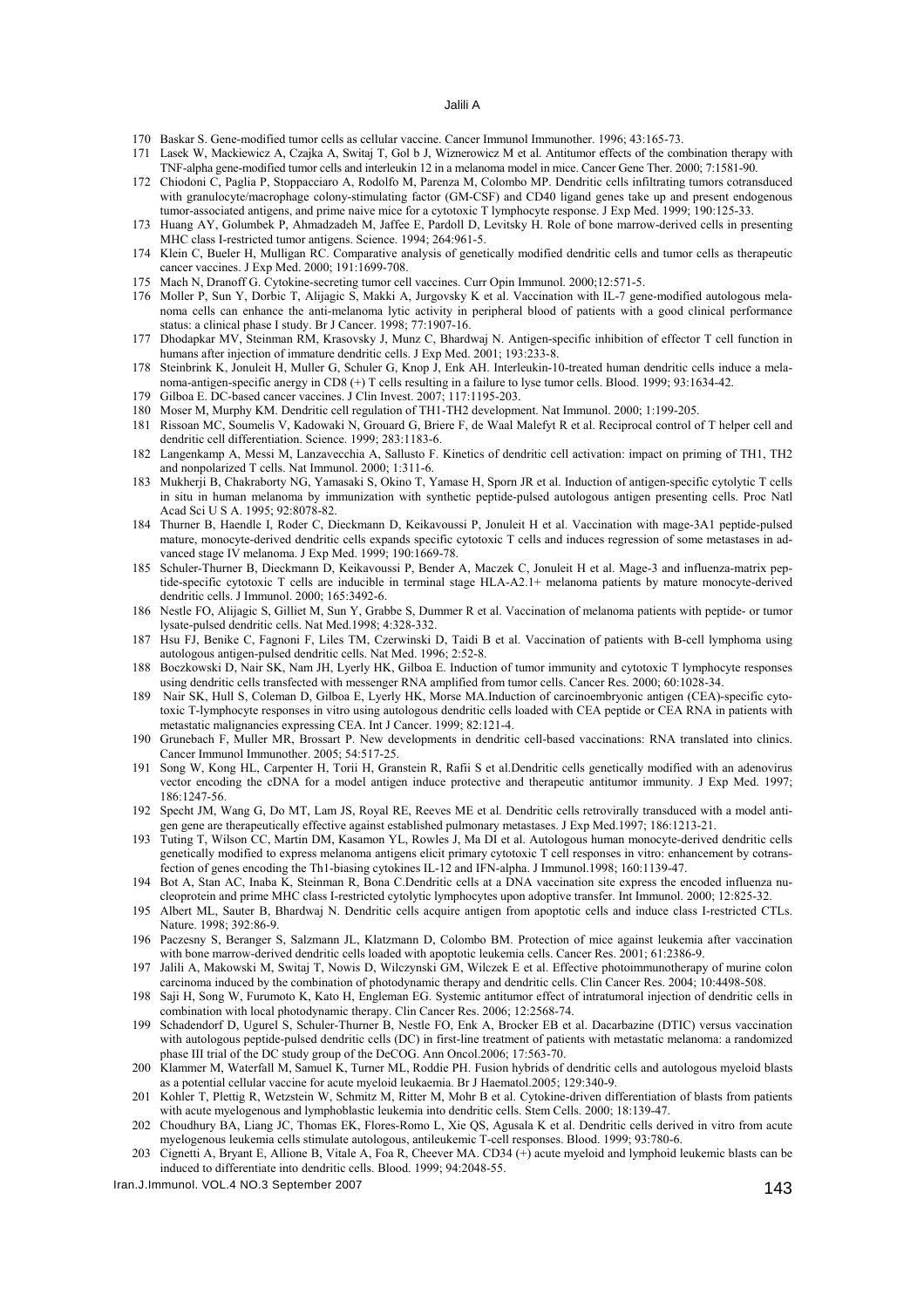170 Baskar S. Gene-modified tumor cells as cellular vaccine. Cancer Immunol Immunother. 1996; 43:165-73.

171 Lasek W, Mackiewicz A, Czajka A, Switaj T, Gol b J, Wiznerowicz M et al. Antitumor effects of the combination therapy with TNF-alpha gene-modified tumor cells and interleukin 12 in a melanoma model in mice. Cancer Gene Ther. 2000; 7:1581-90.

172 Chiodoni C, Paglia P, Stoppacciaro A, Rodolfo M, Parenza M, Colombo MP. Dendritic cells infiltrating tumors cotransduced with granulocyte/macrophage colony-stimulating factor (GM-CSF) and CD40 ligand genes take up and present endogenous tumor-associated antigens, and prime naive mice for a cytotoxic T lymphocyte response. J Exp Med. 1999; 190:125-33.

173 Huang AY, Golumbek P, Ahmadzadeh M, Jaffee E, Pardoll D, Levitsky H. Role of bone marrow-derived cells in presenting MHC class I-restricted tumor antigens. Science. 1994; 264:961-5.

174 Klein C, Bueler H, Mulligan RC. Comparative analysis of genetically modified dendritic cells and tumor cells as therapeutic cancer vaccines. J Exp Med. 2000; 191:1699-708.

175 Mach N, Dranoff G. Cytokine-secreting tumor cell vaccines. Curr Opin Immunol. 2000;12:571-5.

176 Moller P, Sun Y, Dorbic T, Alijagic S, Makki A, Jurgovsky K et al. Vaccination with IL-7 gene-modified autologous melanoma cells can enhance the anti-melanoma lytic activity in peripheral blood of patients with a good clinical performance status: a clinical phase I study. Br J Cancer. 1998; 77:1907-16.

177 Dhodapkar MV, Steinman RM, Krasovsky J, Munz C, Bhardwaj N. Antigen-specific inhibition of effector T cell function in humans after injection of immature dendritic cells. J Exp Med. 2001; 193:233-8.

178 Steinbrink K, Jonuleit H, Muller G, Schuler G, Knop J, Enk AH. Interleukin-10-treated human dendritic cells induce a melanoma-antigen-specific anergy in CD8 (+) T cells resulting in a failure to lyse tumor cells. Blood. 1999; 93:1634-42.

179 Gilboa E. DC-based cancer vaccines. J Clin Invest. 2007; 117:1195-203.

180 Moser M, Murphy KM. Dendritic cell regulation of TH1-TH2 development. Nat Immunol. 2000; 1:199-205.

181 Rissoan MC, Soumelis V, Kadowaki N, Grouard G, Briere F, de Waal Malefyt R et al. Reciprocal control of T helper cell and dendritic cell differentiation. Science. 1999; 283:1183-6.

182 Langenkamp A, Messi M, Lanzavecchia A, Sallusto F. Kinetics of dendritic cell activation: impact on priming of TH1, TH2 and nonpolarized T cells. Nat Immunol. 2000; 1:311-6.

183 Mukherji B, Chakraborty NG, Yamasaki S, Okino T, Yamase H, Sporn JR et al. Induction of antigen-specific cytolytic T cells in situ in human melanoma by immunization with synthetic peptide-pulsed autologous antigen presenting cells. Proc Natl Acad Sci U S A. 1995; 92:8078-82.

184 Thurner B, Haendle I, Roder C, Dieckmann D, Keikavoussi P, Jonuleit H et al. Vaccination with mage-3A1 peptide-pulsed mature, monocyte-derived dendritic cells expands specific cytotoxic T cells and induces regression of some metastases in advanced stage IV melanoma. J Exp Med. 1999; 190:1669-78.

185 Schuler-Thurner B, Dieckmann D, Keikavoussi P, Bender A, Maczek C, Jonuleit H et al. Mage-3 and influenza-matrix peptide-specific cytotoxic T cells are inducible in terminal stage HLA-A2.1+ melanoma patients by mature monocyte-derived dendritic cells. J Immunol. 2000; 165:3492-6.

186 Nestle FO, Alijagic S, Gilliet M, Sun Y, Grabbe S, Dummer R et al. Vaccination of melanoma patients with peptide- or tumor lysate-pulsed dendritic cells. Nat Med.1998; 4:328-332.

187 Hsu FJ, Benike C, Fagnoni F, Liles TM, Czerwinski D, Taidi B et al. Vaccination of patients with B-cell lymphoma using autologous antigen-pulsed dendritic cells. Nat Med. 1996; 2:52-8.

188 Boczkowski D, Nair SK, Nam JH, Lyerly HK, Gilboa E. Induction of tumor immunity and cytotoxic T lymphocyte responses using dendritic cells transfected with messenger RNA amplified from tumor cells. Cancer Res. 2000; 60:1028-34.

189 Nair SK, Hull S, Coleman D, Gilboa E, Lyerly HK, Morse MA.Induction of carcinoembryonic antigen (CEA)-specific cytotoxic T-lymphocyte responses in vitro using autologous dendritic cells loaded with CEA peptide or CEA RNA in patients with metastatic malignancies expressing CEA. Int J Cancer. 1999; 82:121-4.

190 Grunebach F, Muller MR, Brossart P. New developments in dendritic cell-based vaccinations: RNA translated into clinics. Cancer Immunol Immunother. 2005; 54:517-25.

191 Song W, Kong HL, Carpenter H, Torii H, Granstein R, Rafii S et al.Dendritic cells genetically modified with an adenovirus vector encoding the cDNA for a model antigen induce protective and therapeutic antitumor immunity. J Exp Med. 1997; 186:1247-56.

192 Specht JM, Wang G, Do MT, Lam JS, Royal RE, Reeves ME et al. Dendritic cells retrovirally transduced with a model antigen gene are therapeutically effective against established pulmonary metastases. J Exp Med.1997; 186:1213-21.

193 Tuting T, Wilson CC, Martin DM, Kasamon YL, Rowles J, Ma DI et al. Autologous human monocyte-derived dendritic cells genetically modified to express melanoma antigens elicit primary cytotoxic T cell responses in vitro: enhancement by cotransfection of genes encoding the Th1-biasing cytokines IL-12 and IFN-alpha. J Immunol.1998; 160:1139-47.

194 Bot A, Stan AC, Inaba K, Steinman R, Bona C.Dendritic cells at a DNA vaccination site express the encoded influenza nucleoprotein and prime MHC class I-restricted cytolytic lymphocytes upon adoptive transfer. Int Immunol. 2000; 12:825-32.

195 Albert ML, Sauter B, Bhardwaj N. Dendritic cells acquire antigen from apoptotic cells and induce class I-restricted CTLs. Nature. 1998; 392:86-9.

196 Paczesny S, Beranger S, Salzmann JL, Klatzmann D, Colombo BM. Protection of mice against leukemia after vaccination with bone marrow-derived dendritic cells loaded with apoptotic leukemia cells. Cancer Res. 2001; 61:2386-9.

197 Jalili A, Makowski M, Switaj T, Nowis D, Wilczynski GM, Wilczek E et al. Effective photoimmunotherapy of murine colon carcinoma induced by the combination of photodynamic therapy and dendritic cells. Clin Cancer Res. 2004; 10:4498-508.

198 Saji H, Song W, Furumoto K, Kato H, Engleman EG. Systemic antitumor effect of intratumoral injection of dendritic cells in combination with local photodynamic therapy. Clin Cancer Res. 2006; 12:2568-74.

199 Schadendorf D, Ugurel S, Schuler-Thurner B, Nestle FO, Enk A, Brocker EB et al. Dacarbazine (DTIC) versus vaccination with autologous peptide-pulsed dendritic cells (DC) in first-line treatment of patients with metastatic melanoma: a randomized phase III trial of the DC study group of the DeCOG. Ann Oncol.2006; 17:563-70.

200 Klammer M, Waterfall M, Samuel K, Turner ML, Roddie PH. Fusion hybrids of dendritic cells and autologous myeloid blasts as a potential cellular vaccine for acute myeloid leukaemia. Br J Haematol.2005; 129:340-9.

201 Kohler T, Plettig R, Wetzstein W, Schmitz M, Ritter M, Mohr B et al. Cytokine-driven differentiation of blasts from patients with acute myelogenous and lymphoblastic leukemia into dendritic cells. Stem Cells. 2000; 18:139-47.

202 Choudhury BA, Liang JC, Thomas EK, Flores-Romo L, Xie QS, Agusala K et al. Dendritic cells derived in vitro from acute myelogenous leukemia cells stimulate autologous, antileukemic T-cell responses. Blood. 1999; 93:780-6.

203 Cignetti A, Bryant E, Allione B, Vitale A, Foa R, Cheever MA. CD34 (+) acute myeloid and lymphoid leukemic blasts can be induced to differentiate into dendritic cells. Blood. 1999; 94:2048-55.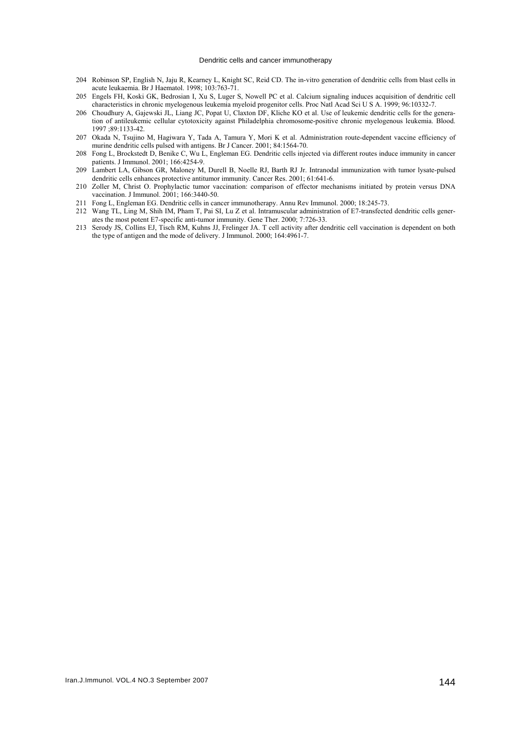204 Robinson SP, English N, Jaju R, Kearney L, Knight SC, Reid CD. The in-vitro generation of dendritic cells from blast cells in acute leukaemia. Br J Haematol. 1998; 103:763-71.

205 Engels FH, Koski GK, Bedrosian I, Xu S, Luger S, Nowell PC et al. Calcium signaling induces acquisition of dendritic cell characteristics in chronic myelogenous leukemia myeloid progenitor cells. Proc Natl Acad Sci U S A. 1999; 96:10332-7.

206 Choudhury A, Gajewski JL, Liang JC, Popat U, Claxton DF, Kliche KO et al. Use of leukemic dendritic cells for the generation of antileukemic cellular cytotoxicity against Philadelphia chromosome-positive chronic myelogenous leukemia. Blood. 1997 ;89:1133-42.

207 Okada N, Tsujino M, Hagiwara Y, Tada A, Tamura Y, Mori K et al. Administration route-dependent vaccine efficiency of murine dendritic cells pulsed with antigens. Br J Cancer. 2001; 84:1564-70.

208 Fong L, Brockstedt D, Benike C, Wu L, Engleman EG. Dendritic cells injected via different routes induce immunity in cancer patients. J Immunol. 2001; 166:4254-9.

209 Lambert LA, Gibson GR, Maloney M, Durell B, Noelle RJ, Barth RJ Jr. Intranodal immunization with tumor lysate-pulsed dendritic cells enhances protective antitumor immunity. Cancer Res. 2001; 61:641-6.

210 Zoller M, Christ O. Prophylactic tumor vaccination: comparison of effector mechanisms initiated by protein versus DNA vaccination. J Immunol. 2001; 166:3440-50.

211 Fong L, Engleman EG. Dendritic cells in cancer immunotherapy. Annu Rev Immunol. 2000; 18:245-73.

212 Wang TL, Ling M, Shih IM, Pham T, Pai SI, Lu Z et al. Intramuscular administration of E7-transfected dendritic cells generates the most potent E7-specific anti-tumor immunity. Gene Ther. 2000; 7:726-33.

213 Serody JS, Collins EJ, Tisch RM, Kuhns JJ, Frelinger JA. T cell activity after dendritic cell vaccination is dependent on both the type of antigen and the mode of delivery. J Immunol. 2000; 164:4961-7.